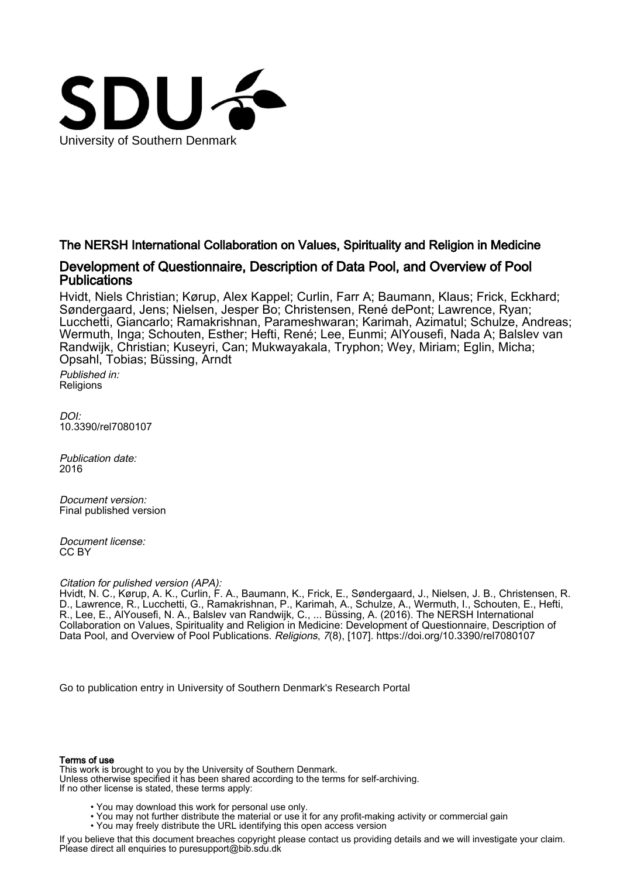University of Southern Denmark

## The NERSH International Collaboration on Values, Spirituality and Religion in Medicine

## Development of Questionnaire, Description of Data Pool, and Overview of Pool Publications

Hvidt, Niels Christian; Kørup, Alex Kappel; Curlin, Farr A; Baumann, Klaus; Frick, Eckhard; Søndergaard, Jens; Nielsen, Jesper Bo; Christensen, René dePont; Lawrence, Ryan; Lucchetti, Giancarlo; Ramakrishnan, Parameshwaran; Karimah, Azimatul; Schulze, Andreas; Wermuth, Inga; Schouten, Esther; Hefti, René; Lee, Eunmi; AlYousefi, Nada A; Balslev van Randwijk, Christian; Kuseyri, Can; Mukwayakala, Tryphon; Wey, Miriam; Eglin, Micha; Opsahl, Tobias; Büssing, Arndt

*Published in:*
Religions

*DOI:*
10.3390/rel7080107

*Publication date:*
2016

*Document version:*
Final published version

*Document license:*
CC BY

*Citation for pulished version (APA):*
Hvidt, N. C., Kørup, A. K., Curlin, F. A., Baumann, K., Frick, E., Søndergaard, J., Nielsen, J. B., Christensen, R. D., Lawrence, R., Lucchetti, G., Ramakrishnan, P., Karimah, A., Schulze, A., Wermuth, I., Schouten, E., Hefti, R., Lee, E., AlYousefi, N. A., Balslev van Randwijk, C., ... Büssing, A. (2016). The NERSH International Collaboration on Values, Spirituality and Religion in Medicine: Development of Questionnaire, Description of Data Pool, and Overview of Pool Publications. *Religions*, *7*(8), [107]. https://doi.org/10.3390/rel7080107

Go to publication entry in University of Southern Denmark's Research Portal

**Terms of use**
This work is brought to you by the University of Southern Denmark.
Unless otherwise specified it has been shared according to the terms for self-archiving.
If no other license is stated, these terms apply:

- You may download this work for personal use only.
- You may not further distribute the material or use it for any profit-making activity or commercial gain
- You may freely distribute the URL identifying this open access version

If you believe that this document breaches copyright please contact us providing details and we will investigate your claim.
Please direct all enquiries to puresupport@bib.sdu.dk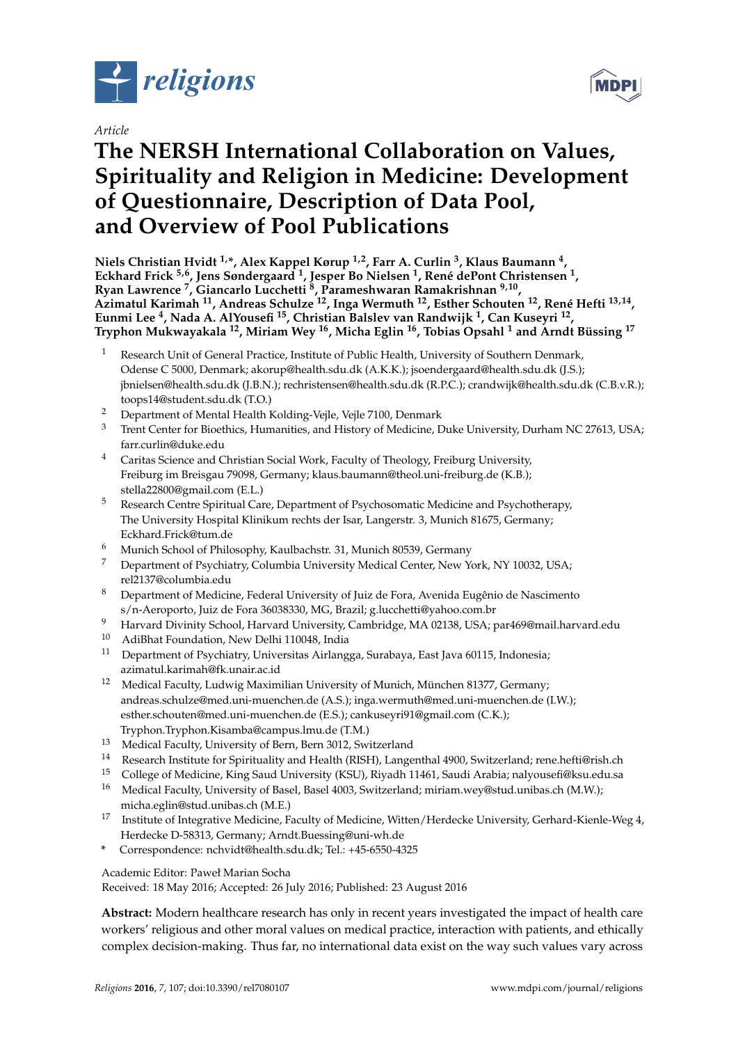# The NERSH International Collaboration on Values, Spirituality and Religion in Medicine: Development of Questionnaire, Description of Data Pool, and Overview of Pool Publications

*Article*

**Niels Christian Hvidt [1,*], Alex Kappel Kørup [1,2], Farr A. Curlin [3], Klaus Baumann [4], Eckhard Frick [5,6], Jens Søndergaard [1], Jesper Bo Nielsen [1], René dePont Christensen [1], Ryan Lawrence [7], Giancarlo Lucchetti [8], Parameshwaran Ramakrishnan [9,10], Azimatul Karimah [11], Andreas Schulze [12], Inga Wermuth [12], Esther Schouten [12], René Hefti [13,14], Eunmi Lee [4], Nada A. AlYousefi [15], Christian Balslev van Randwijk [1], Can Kuseyri [12], Tryphon Mukwayakala [12], Miriam Wey [16], Micha Eglin [16], Tobias Opsahl [1] and Arndt Büssing [17]**

[1] Research Unit of General Practice, Institute of Public Health, University of Southern Denmark, Odense C 5000, Denmark; akorup@health.sdu.dk (A.K.K.); jsoendergaard@health.sdu.dk (J.S.); jbnielsen@health.sdu.dk (J.B.N.); rechristensen@health.sdu.dk (R.P.C.); crandwijk@health.sdu.dk (C.B.v.R.); toops14@student.sdu.dk (T.O.)

[2] Department of Mental Health Kolding-Vejle, Vejle 7100, Denmark

[3] Trent Center for Bioethics, Humanities, and History of Medicine, Duke University, Durham NC 27613, USA; farr.curlin@duke.edu

[4] Caritas Science and Christian Social Work, Faculty of Theology, Freiburg University, Freiburg im Breisgau 79098, Germany; klaus.baumann@theol.uni-freiburg.de (K.B.); stella22800@gmail.com (E.L.)

[5] Research Centre Spiritual Care, Department of Psychosomatic Medicine and Psychotherapy, The University Hospital Klinikum rechts der Isar, Langerstr. 3, Munich 81675, Germany; Eckhard.Frick@tum.de

[6] Munich School of Philosophy, Kaulbachstr. 31, Munich 80539, Germany

[7] Department of Psychiatry, Columbia University Medical Center, New York, NY 10032, USA; rel2137@columbia.edu

[8] Department of Medicine, Federal University of Juiz de Fora, Avenida Eugênio de Nascimento s/n-Aeroporto, Juiz de Fora 36038330, MG, Brazil; g.lucchetti@yahoo.com.br

[9] Harvard Divinity School, Harvard University, Cambridge, MA 02138, USA; par469@mail.harvard.edu

[10] AdiBhat Foundation, New Delhi 110048, India

[11] Department of Psychiatry, Universitas Airlangga, Surabaya, East Java 60115, Indonesia; azimatul.karimah@fk.unair.ac.id

[12] Medical Faculty, Ludwig Maximilian University of Munich, München 81377, Germany; andreas.schulze@med.uni-muenchen.de (A.S.); inga.wermuth@med.uni-muenchen.de (I.W.); esther.schouten@med.uni-muenchen.de (E.S.); cankuseyri91@gmail.com (C.K.); Tryphon.Tryphon.Kisamba@campus.lmu.de (T.M.)

[13] Medical Faculty, University of Bern, Bern 3012, Switzerland

[14] Research Institute for Spirituality and Health (RISH), Langenthal 4900, Switzerland; rene.hefti@rish.ch

[15] College of Medicine, King Saud University (KSU), Riyadh 11461, Saudi Arabia; nalyousefi@ksu.edu.sa

[16] Medical Faculty, University of Basel, Basel 4003, Switzerland; miriam.wey@stud.unibas.ch (M.W.); micha.eglin@stud.unibas.ch (M.E.)

[17] Institute of Integrative Medicine, Faculty of Medicine, Witten/Herdecke University, Gerhard-Kienle-Weg 4, Herdecke D-58313, Germany; Arndt.Buessing@uni-wh.de

\* Correspondence: nchvidt@health.sdu.dk; Tel.: +45-6550-4325

Academic Editor: Paweł Marian Socha

Received: 18 May 2016; Accepted: 26 July 2016; Published: 23 August 2016

**Abstract:** Modern healthcare research has only in recent years investigated the impact of health care workers' religious and other moral values on medical practice, interaction with patients, and ethically complex decision-making. Thus far, no international data exist on the way such values vary across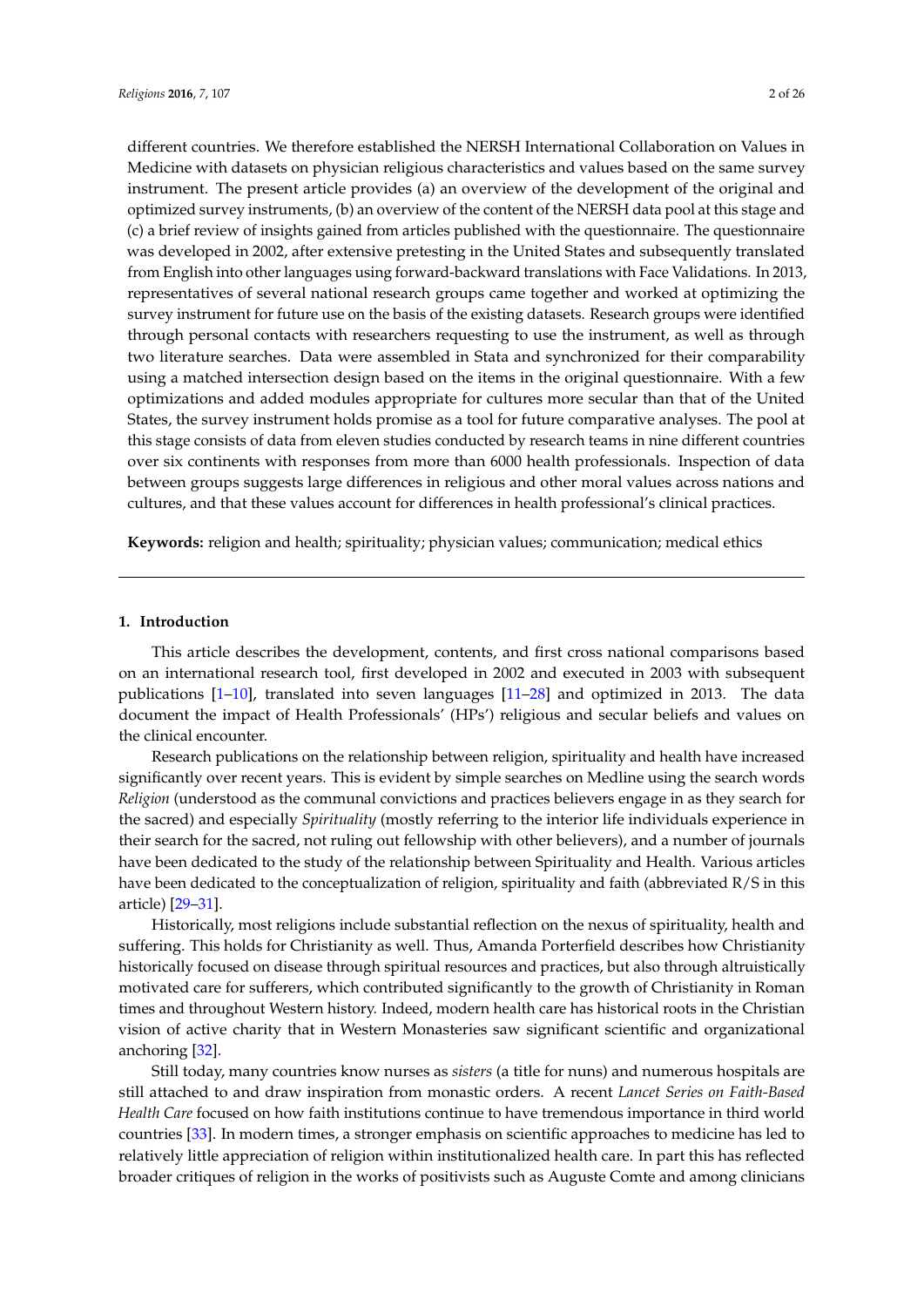different countries. We therefore established the NERSH International Collaboration on Values in Medicine with datasets on physician religious characteristics and values based on the same survey instrument. The present article provides (a) an overview of the development of the original and optimized survey instruments, (b) an overview of the content of the NERSH data pool at this stage and (c) a brief review of insights gained from articles published with the questionnaire. The questionnaire was developed in 2002, after extensive pretesting in the United States and subsequently translated from English into other languages using forward-backward translations with Face Validations. In 2013, representatives of several national research groups came together and worked at optimizing the survey instrument for future use on the basis of the existing datasets. Research groups were identified through personal contacts with researchers requesting to use the instrument, as well as through two literature searches. Data were assembled in Stata and synchronized for their comparability using a matched intersection design based on the items in the original questionnaire. With a few optimizations and added modules appropriate for cultures more secular than that of the United States, the survey instrument holds promise as a tool for future comparative analyses. The pool at this stage consists of data from eleven studies conducted by research teams in nine different countries over six continents with responses from more than 6000 health professionals. Inspection of data between groups suggests large differences in religious and other moral values across nations and cultures, and that these values account for differences in health professional's clinical practices.

**Keywords:** religion and health; spirituality; physician values; communication; medical ethics

---

## 1. Introduction

This article describes the development, contents, and first cross national comparisons based on an international research tool, first developed in 2002 and executed in 2003 with subsequent publications [1–10], translated into seven languages [11–28] and optimized in 2013. The data document the impact of Health Professionals' (HPs') religious and secular beliefs and values on the clinical encounter.

Research publications on the relationship between religion, spirituality and health have increased significantly over recent years. This is evident by simple searches on Medline using the search words *Religion* (understood as the communal convictions and practices believers engage in as they search for the sacred) and especially *Spirituality* (mostly referring to the interior life individuals experience in their search for the sacred, not ruling out fellowship with other believers), and a number of journals have been dedicated to the study of the relationship between Spirituality and Health. Various articles have been dedicated to the conceptualization of religion, spirituality and faith (abbreviated R/S in this article) [29–31].

Historically, most religions include substantial reflection on the nexus of spirituality, health and suffering. This holds for Christianity as well. Thus, Amanda Porterfield describes how Christianity historically focused on disease through spiritual resources and practices, but also through altruistically motivated care for sufferers, which contributed significantly to the growth of Christianity in Roman times and throughout Western history. Indeed, modern health care has historical roots in the Christian vision of active charity that in Western Monasteries saw significant scientific and organizational anchoring [32].

Still today, many countries know nurses as *sisters* (a title for nuns) and numerous hospitals are still attached to and draw inspiration from monastic orders. A recent *Lancet Series on Faith-Based Health Care* focused on how faith institutions continue to have tremendous importance in third world countries [33]. In modern times, a stronger emphasis on scientific approaches to medicine has led to relatively little appreciation of religion within institutionalized health care. In part this has reflected broader critiques of religion in the works of positivists such as Auguste Comte and among clinicians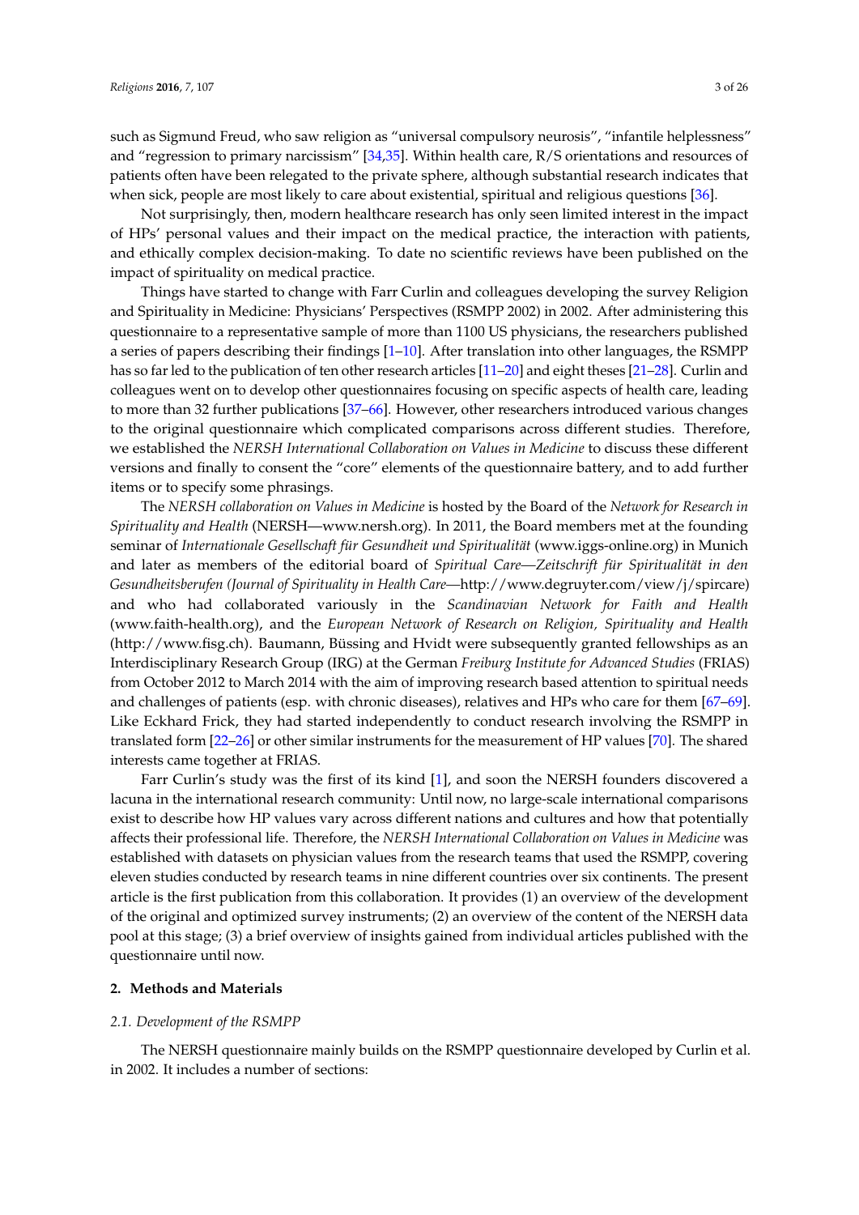such as Sigmund Freud, who saw religion as "universal compulsory neurosis", "infantile helplessness" and "regression to primary narcissism" [34,35]. Within health care, R/S orientations and resources of patients often have been relegated to the private sphere, although substantial research indicates that when sick, people are most likely to care about existential, spiritual and religious questions [36].

Not surprisingly, then, modern healthcare research has only seen limited interest in the impact of HPs' personal values and their impact on the medical practice, the interaction with patients, and ethically complex decision-making. To date no scientific reviews have been published on the impact of spirituality on medical practice.

Things have started to change with Farr Curlin and colleagues developing the survey Religion and Spirituality in Medicine: Physicians' Perspectives (RSMPP 2002) in 2002. After administering this questionnaire to a representative sample of more than 1100 US physicians, the researchers published a series of papers describing their findings [1–10]. After translation into other languages, the RSMPP has so far led to the publication of ten other research articles [11–20] and eight theses [21–28]. Curlin and colleagues went on to develop other questionnaires focusing on specific aspects of health care, leading to more than 32 further publications [37–66]. However, other researchers introduced various changes to the original questionnaire which complicated comparisons across different studies. Therefore, we established the *NERSH International Collaboration on Values in Medicine* to discuss these different versions and finally to consent the "core" elements of the questionnaire battery, and to add further items or to specify some phrasings.

The *NERSH collaboration on Values in Medicine* is hosted by the Board of the *Network for Research in Spirituality and Health* (NERSH—www.nersh.org). In 2011, the Board members met at the founding seminar of *Internationale Gesellschaft für Gesundheit und Spiritualität* (www.iggs-online.org) in Munich and later as members of the editorial board of *Spiritual Care—Zeitschrift für Spiritualität in den Gesundheitsberufen (Journal of Spirituality in Health Care*—http://www.degruyter.com/view/j/spircare) and who had collaborated variously in the *Scandinavian Network for Faith and Health* (www.faith-health.org), and the *European Network of Research on Religion, Spirituality and Health* (http://www.fisg.ch). Baumann, Büssing and Hvidt were subsequently granted fellowships as an Interdisciplinary Research Group (IRG) at the German *Freiburg Institute for Advanced Studies* (FRIAS) from October 2012 to March 2014 with the aim of improving research based attention to spiritual needs and challenges of patients (esp. with chronic diseases), relatives and HPs who care for them [67–69]. Like Eckhard Frick, they had started independently to conduct research involving the RSMPP in translated form [22–26] or other similar instruments for the measurement of HP values [70]. The shared interests came together at FRIAS.

Farr Curlin's study was the first of its kind [1], and soon the NERSH founders discovered a lacuna in the international research community: Until now, no large-scale international comparisons exist to describe how HP values vary across different nations and cultures and how that potentially affects their professional life. Therefore, the *NERSH International Collaboration on Values in Medicine* was established with datasets on physician values from the research teams that used the RSMPP, covering eleven studies conducted by research teams in nine different countries over six continents. The present article is the first publication from this collaboration. It provides (1) an overview of the development of the original and optimized survey instruments; (2) an overview of the content of the NERSH data pool at this stage; (3) a brief overview of insights gained from individual articles published with the questionnaire until now.

## 2. Methods and Materials

### 2.1. Development of the RSMPP

The NERSH questionnaire mainly builds on the RSMPP questionnaire developed by Curlin et al. in 2002. It includes a number of sections: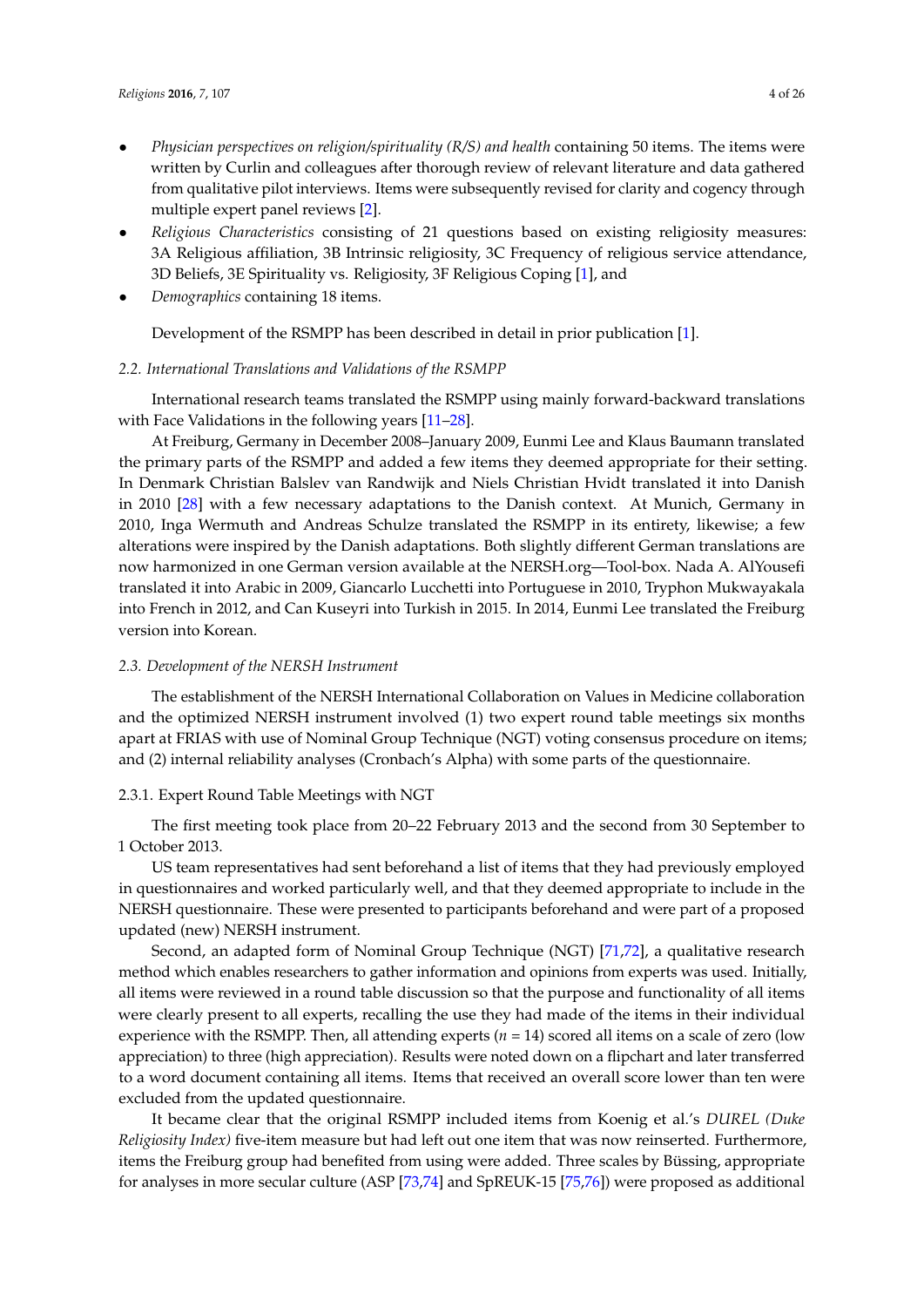- *Physician perspectives on religion/spirituality (R/S) and health* containing 50 items. The items were written by Curlin and colleagues after thorough review of relevant literature and data gathered from qualitative pilot interviews. Items were subsequently revised for clarity and cogency through multiple expert panel reviews [2].
- *Religious Characteristics* consisting of 21 questions based on existing religiosity measures: 3A Religious affiliation, 3B Intrinsic religiosity, 3C Frequency of religious service attendance, 3D Beliefs, 3E Spirituality vs. Religiosity, 3F Religious Coping [1], and
- *Demographics* containing 18 items.

Development of the RSMPP has been described in detail in prior publication [1].

### *2.2. International Translations and Validations of the RSMPP*

International research teams translated the RSMPP using mainly forward-backward translations with Face Validations in the following years [11–28].

At Freiburg, Germany in December 2008–January 2009, Eunmi Lee and Klaus Baumann translated the primary parts of the RSMPP and added a few items they deemed appropriate for their setting. In Denmark Christian Balslev van Randwijk and Niels Christian Hvidt translated it into Danish in 2010 [28] with a few necessary adaptations to the Danish context. At Munich, Germany in 2010, Inga Wermuth and Andreas Schulze translated the RSMPP in its entirety, likewise; a few alterations were inspired by the Danish adaptations. Both slightly different German translations are now harmonized in one German version available at the NERSH.org—Tool-box. Nada A. AlYousefi translated it into Arabic in 2009, Giancarlo Lucchetti into Portuguese in 2010, Tryphon Mukwayakala into French in 2012, and Can Kuseyri into Turkish in 2015. In 2014, Eunmi Lee translated the Freiburg version into Korean.

### *2.3. Development of the NERSH Instrument*

The establishment of the NERSH International Collaboration on Values in Medicine collaboration and the optimized NERSH instrument involved (1) two expert round table meetings six months apart at FRIAS with use of Nominal Group Technique (NGT) voting consensus procedure on items; and (2) internal reliability analyses (Cronbach's Alpha) with some parts of the questionnaire.

#### 2.3.1. Expert Round Table Meetings with NGT

The first meeting took place from 20–22 February 2013 and the second from 30 September to 1 October 2013.

US team representatives had sent beforehand a list of items that they had previously employed in questionnaires and worked particularly well, and that they deemed appropriate to include in the NERSH questionnaire. These were presented to participants beforehand and were part of a proposed updated (new) NERSH instrument.

Second, an adapted form of Nominal Group Technique (NGT) [71,72], a qualitative research method which enables researchers to gather information and opinions from experts was used. Initially, all items were reviewed in a round table discussion so that the purpose and functionality of all items were clearly present to all experts, recalling the use they had made of the items in their individual experience with the RSMPP. Then, all attending experts ($n$ = 14) scored all items on a scale of zero (low appreciation) to three (high appreciation). Results were noted down on a flipchart and later transferred to a word document containing all items. Items that received an overall score lower than ten were excluded from the updated questionnaire.

It became clear that the original RSMPP included items from Koenig et al.'s *DUREL (Duke Religiosity Index)* five-item measure but had left out one item that was now reinserted. Furthermore, items the Freiburg group had benefited from using were added. Three scales by Büssing, appropriate for analyses in more secular culture (ASP [73,74] and SpREUK-15 [75,76]) were proposed as additional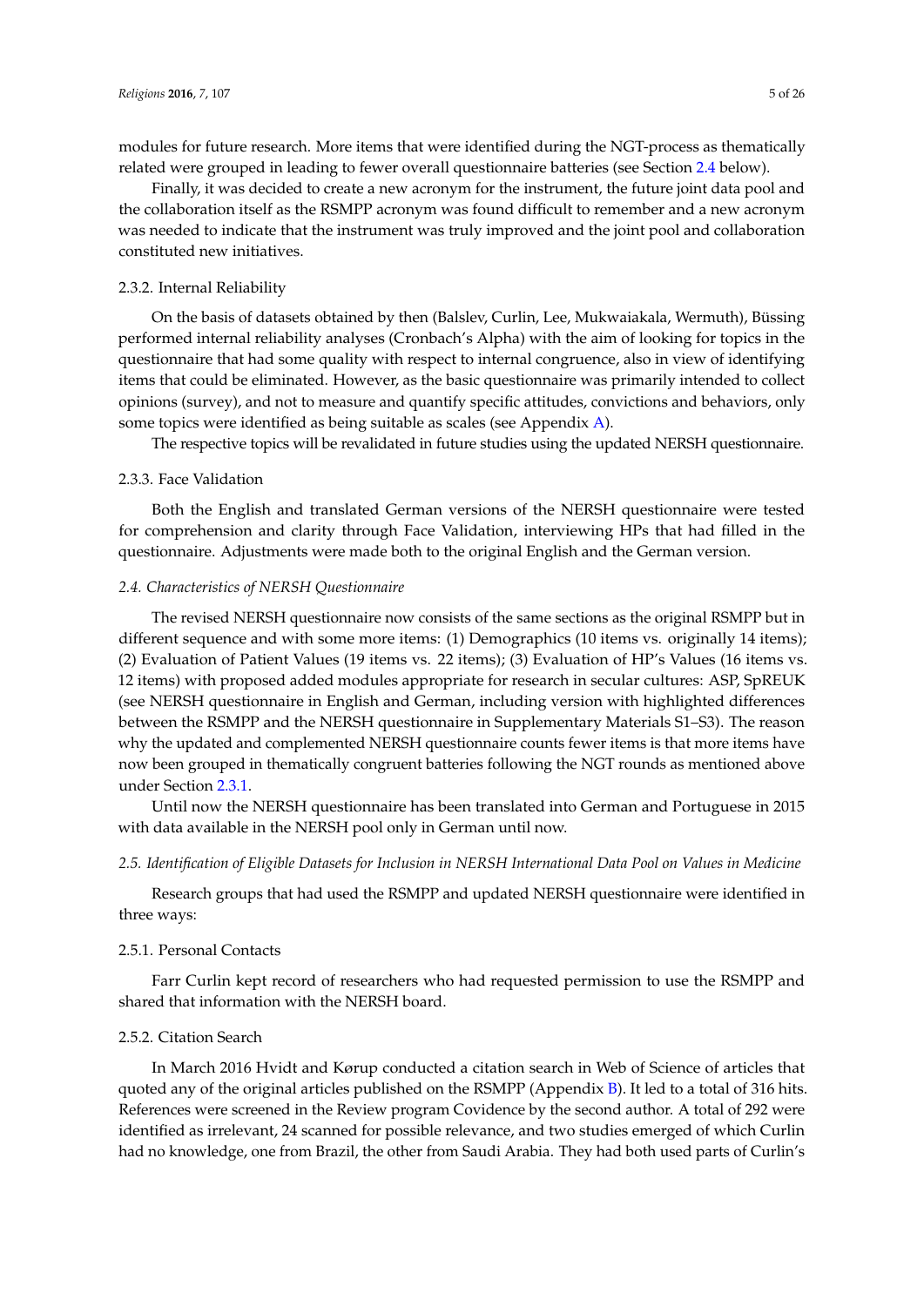modules for future research. More items that were identified during the NGT-process as thematically related were grouped in leading to fewer overall questionnaire batteries (see Section 2.4 below).

Finally, it was decided to create a new acronym for the instrument, the future joint data pool and the collaboration itself as the RSMPP acronym was found difficult to remember and a new acronym was needed to indicate that the instrument was truly improved and the joint pool and collaboration constituted new initiatives.

#### 2.3.2. Internal Reliability

On the basis of datasets obtained by then (Balslev, Curlin, Lee, Mukwaiakala, Wermuth), Büssing performed internal reliability analyses (Cronbach's Alpha) with the aim of looking for topics in the questionnaire that had some quality with respect to internal congruence, also in view of identifying items that could be eliminated. However, as the basic questionnaire was primarily intended to collect opinions (survey), and not to measure and quantify specific attitudes, convictions and behaviors, only some topics were identified as being suitable as scales (see Appendix A).

The respective topics will be revalidated in future studies using the updated NERSH questionnaire.

#### 2.3.3. Face Validation

Both the English and translated German versions of the NERSH questionnaire were tested for comprehension and clarity through Face Validation, interviewing HPs that had filled in the questionnaire. Adjustments were made both to the original English and the German version.

### *2.4. Characteristics of NERSH Questionnaire*

The revised NERSH questionnaire now consists of the same sections as the original RSMPP but in different sequence and with some more items: (1) Demographics (10 items vs. originally 14 items); (2) Evaluation of Patient Values (19 items vs. 22 items); (3) Evaluation of HP's Values (16 items vs. 12 items) with proposed added modules appropriate for research in secular cultures: ASP, SpREUK (see NERSH questionnaire in English and German, including version with highlighted differences between the RSMPP and the NERSH questionnaire in Supplementary Materials S1–S3). The reason why the updated and complemented NERSH questionnaire counts fewer items is that more items have now been grouped in thematically congruent batteries following the NGT rounds as mentioned above under Section 2.3.1.

Until now the NERSH questionnaire has been translated into German and Portuguese in 2015 with data available in the NERSH pool only in German until now.

### *2.5. Identification of Eligible Datasets for Inclusion in NERSH International Data Pool on Values in Medicine*

Research groups that had used the RSMPP and updated NERSH questionnaire were identified in three ways:

#### 2.5.1. Personal Contacts

Farr Curlin kept record of researchers who had requested permission to use the RSMPP and shared that information with the NERSH board.

#### 2.5.2. Citation Search

In March 2016 Hvidt and Kørup conducted a citation search in Web of Science of articles that quoted any of the original articles published on the RSMPP (Appendix B). It led to a total of 316 hits. References were screened in the Review program Covidence by the second author. A total of 292 were identified as irrelevant, 24 scanned for possible relevance, and two studies emerged of which Curlin had no knowledge, one from Brazil, the other from Saudi Arabia. They had both used parts of Curlin's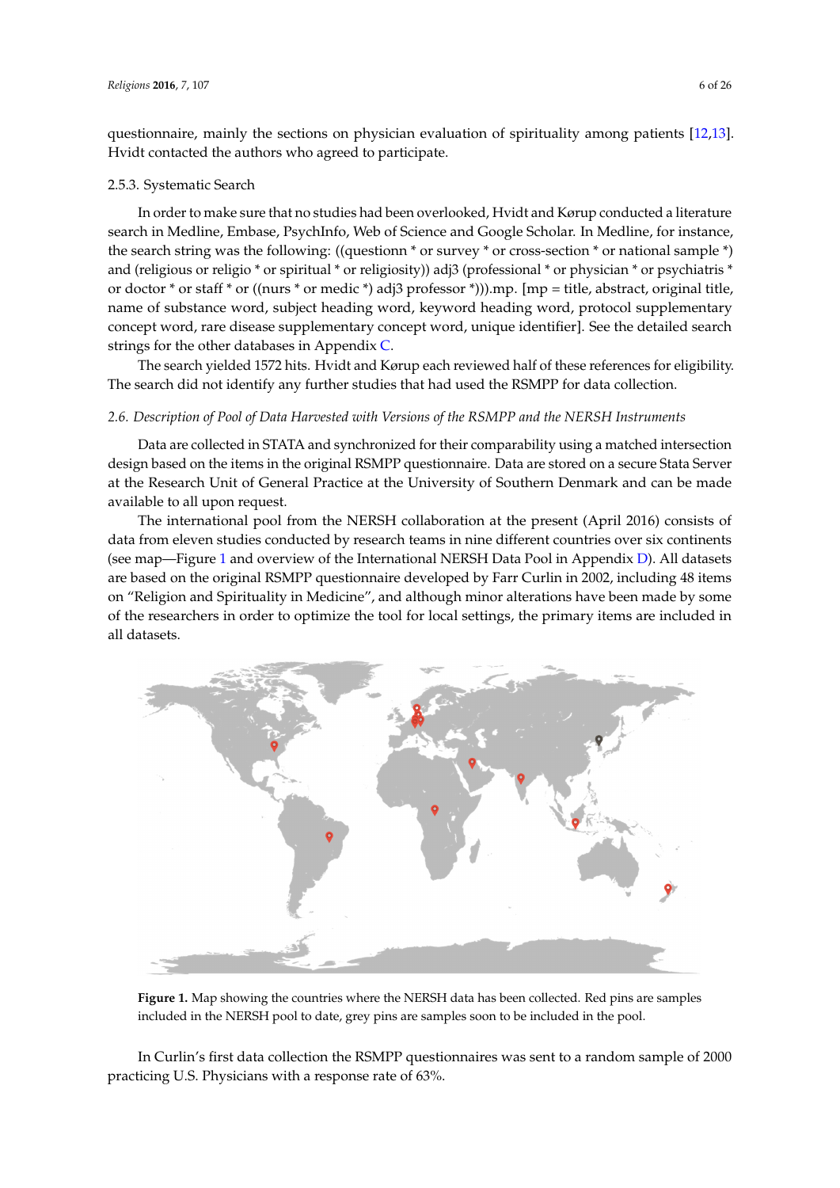questionnaire, mainly the sections on physician evaluation of spirituality among patients [12,13]. Hvidt contacted the authors who agreed to participate.

#### 2.5.3. Systematic Search

In order to make sure that no studies had been overlooked, Hvidt and Kørup conducted a literature search in Medline, Embase, PsychInfo, Web of Science and Google Scholar. In Medline, for instance, the search string was the following: ((questionn * or survey * or cross-section * or national sample *) and (religious or religio * or spiritual * or religiosity)) adj3 (professional * or physician * or psychiatris * or doctor * or staff * or ((nurs * or medic *) adj3 professor *))).mp. [mp = title, abstract, original title, name of substance word, subject heading word, keyword heading word, protocol supplementary concept word, rare disease supplementary concept word, unique identifier]. See the detailed search strings for the other databases in Appendix C.

The search yielded 1572 hits. Hvidt and Kørup each reviewed half of these references for eligibility. The search did not identify any further studies that had used the RSMPP for data collection.

### *2.6. Description of Pool of Data Harvested with Versions of the RSMPP and the NERSH Instruments*

Data are collected in STATA and synchronized for their comparability using a matched intersection design based on the items in the original RSMPP questionnaire. Data are stored on a secure Stata Server at the Research Unit of General Practice at the University of Southern Denmark and can be made available to all upon request.

The international pool from the NERSH collaboration at the present (April 2016) consists of data from eleven studies conducted by research teams in nine different countries over six continents (see map—Figure 1 and overview of the International NERSH Data Pool in Appendix D). All datasets are based on the original RSMPP questionnaire developed by Farr Curlin in 2002, including 48 items on "Religion and Spirituality in Medicine", and although minor alterations have been made by some of the researchers in order to optimize the tool for local settings, the primary items are included in all datasets.

**Figure 1.** Map showing the countries where the NERSH data has been collected. Red pins are samples included in the NERSH pool to date, grey pins are samples soon to be included in the pool.

In Curlin's first data collection the RSMPP questionnaires was sent to a random sample of 2000 practicing U.S. Physicians with a response rate of 63%.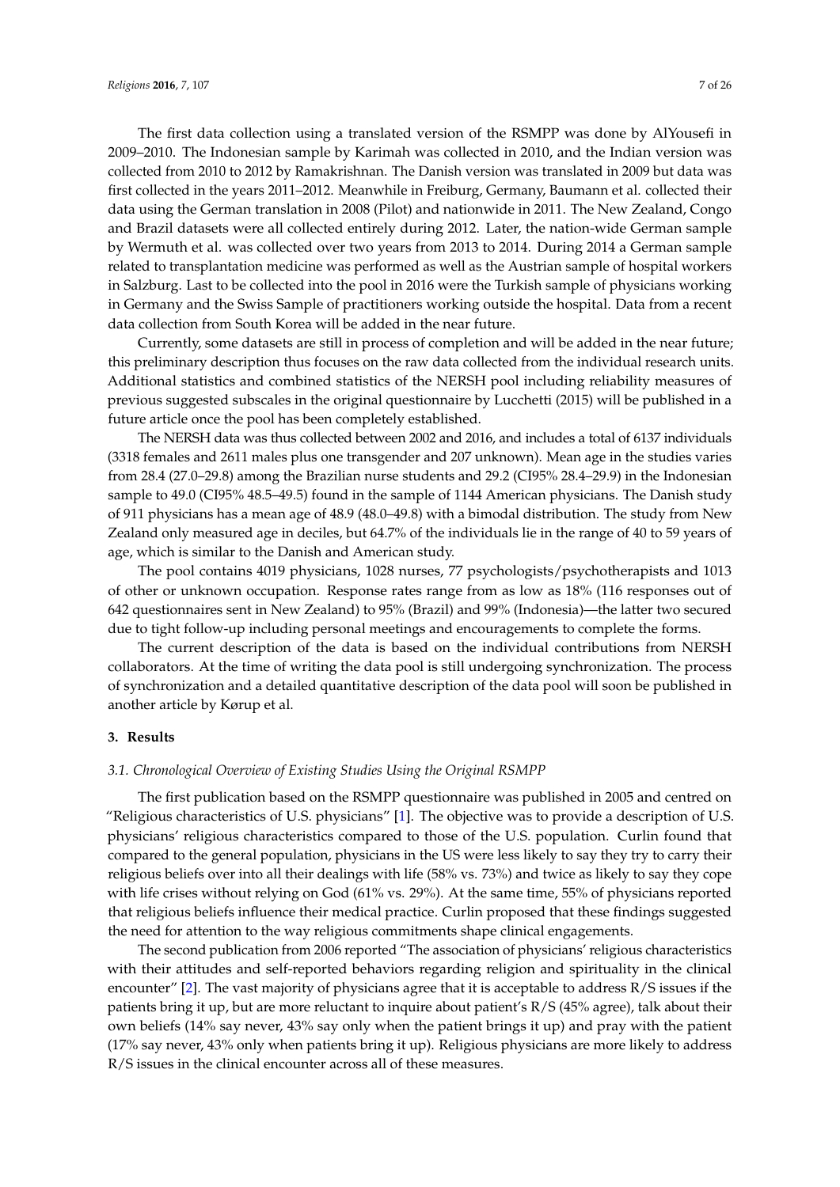The first data collection using a translated version of the RSMPP was done by AlYousefi in 2009–2010. The Indonesian sample by Karimah was collected in 2010, and the Indian version was collected from 2010 to 2012 by Ramakrishnan. The Danish version was translated in 2009 but data was first collected in the years 2011–2012. Meanwhile in Freiburg, Germany, Baumann et al. collected their data using the German translation in 2008 (Pilot) and nationwide in 2011. The New Zealand, Congo and Brazil datasets were all collected entirely during 2012. Later, the nation-wide German sample by Wermuth et al. was collected over two years from 2013 to 2014. During 2014 a German sample related to transplantation medicine was performed as well as the Austrian sample of hospital workers in Salzburg. Last to be collected into the pool in 2016 were the Turkish sample of physicians working in Germany and the Swiss Sample of practitioners working outside the hospital. Data from a recent data collection from South Korea will be added in the near future.

Currently, some datasets are still in process of completion and will be added in the near future; this preliminary description thus focuses on the raw data collected from the individual research units. Additional statistics and combined statistics of the NERSH pool including reliability measures of previous suggested subscales in the original questionnaire by Lucchetti (2015) will be published in a future article once the pool has been completely established.

The NERSH data was thus collected between 2002 and 2016, and includes a total of 6137 individuals (3318 females and 2611 males plus one transgender and 207 unknown). Mean age in the studies varies from 28.4 (27.0–29.8) among the Brazilian nurse students and 29.2 (CI95% 28.4–29.9) in the Indonesian sample to 49.0 (CI95% 48.5–49.5) found in the sample of 1144 American physicians. The Danish study of 911 physicians has a mean age of 48.9 (48.0–49.8) with a bimodal distribution. The study from New Zealand only measured age in deciles, but 64.7% of the individuals lie in the range of 40 to 59 years of age, which is similar to the Danish and American study.

The pool contains 4019 physicians, 1028 nurses, 77 psychologists/psychotherapists and 1013 of other or unknown occupation. Response rates range from as low as 18% (116 responses out of 642 questionnaires sent in New Zealand) to 95% (Brazil) and 99% (Indonesia)—the latter two secured due to tight follow-up including personal meetings and encouragements to complete the forms.

The current description of the data is based on the individual contributions from NERSH collaborators. At the time of writing the data pool is still undergoing synchronization. The process of synchronization and a detailed quantitative description of the data pool will soon be published in another article by Kørup et al.

## 3. Results

### 3.1. Chronological Overview of Existing Studies Using the Original RSMPP

The first publication based on the RSMPP questionnaire was published in 2005 and centred on "Religious characteristics of U.S. physicians" [1]. The objective was to provide a description of U.S. physicians' religious characteristics compared to those of the U.S. population. Curlin found that compared to the general population, physicians in the US were less likely to say they try to carry their religious beliefs over into all their dealings with life (58% vs. 73%) and twice as likely to say they cope with life crises without relying on God (61% vs. 29%). At the same time, 55% of physicians reported that religious beliefs influence their medical practice. Curlin proposed that these findings suggested the need for attention to the way religious commitments shape clinical engagements.

The second publication from 2006 reported "The association of physicians' religious characteristics with their attitudes and self-reported behaviors regarding religion and spirituality in the clinical encounter" [2]. The vast majority of physicians agree that it is acceptable to address R/S issues if the patients bring it up, but are more reluctant to inquire about patient's R/S (45% agree), talk about their own beliefs (14% say never, 43% say only when the patient brings it up) and pray with the patient (17% say never, 43% only when patients bring it up). Religious physicians are more likely to address R/S issues in the clinical encounter across all of these measures.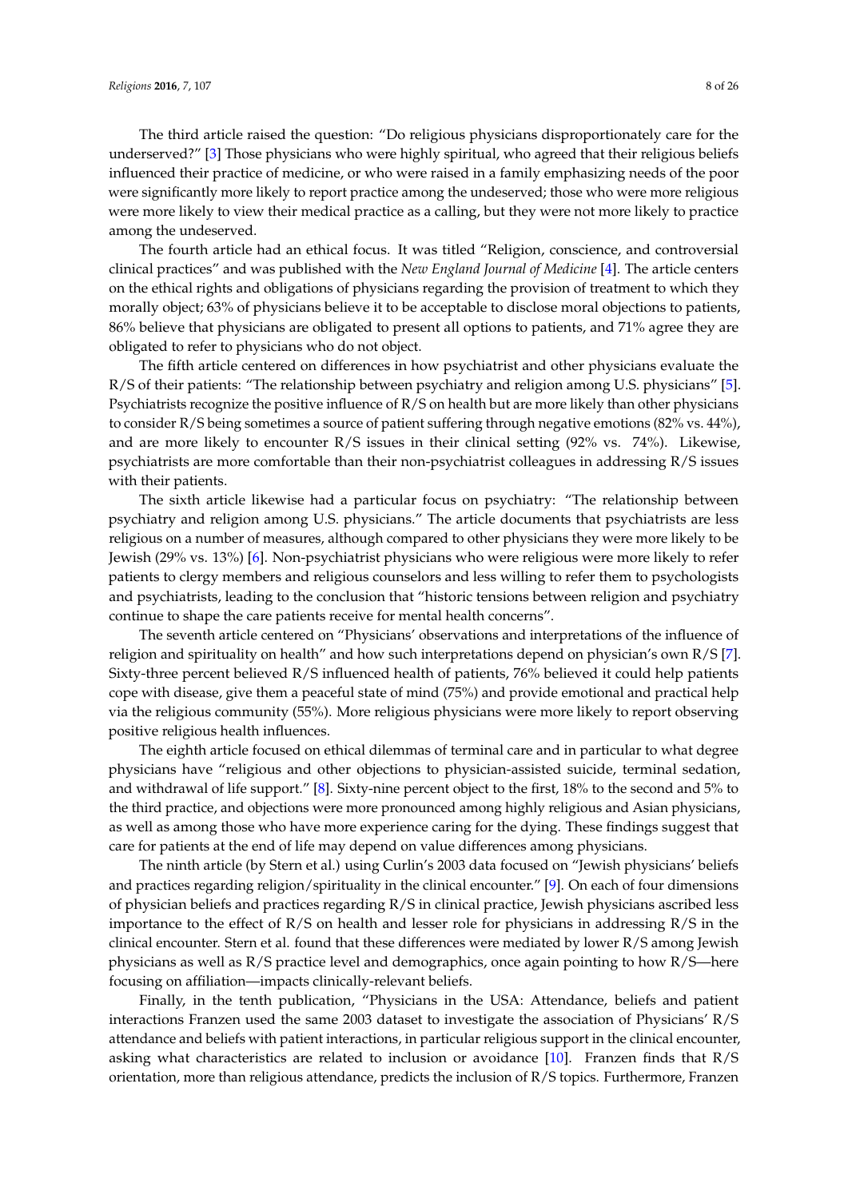The third article raised the question: "Do religious physicians disproportionately care for the underserved?" [3] Those physicians who were highly spiritual, who agreed that their religious beliefs influenced their practice of medicine, or who were raised in a family emphasizing needs of the poor were significantly more likely to report practice among the undeserved; those who were more religious were more likely to view their medical practice as a calling, but they were not more likely to practice among the undeserved.

The fourth article had an ethical focus. It was titled "Religion, conscience, and controversial clinical practices" and was published with the *New England Journal of Medicine* [4]. The article centers on the ethical rights and obligations of physicians regarding the provision of treatment to which they morally object; 63% of physicians believe it to be acceptable to disclose moral objections to patients, 86% believe that physicians are obligated to present all options to patients, and 71% agree they are obligated to refer to physicians who do not object.

The fifth article centered on differences in how psychiatrist and other physicians evaluate the R/S of their patients: "The relationship between psychiatry and religion among U.S. physicians" [5]. Psychiatrists recognize the positive influence of R/S on health but are more likely than other physicians to consider R/S being sometimes a source of patient suffering through negative emotions (82% vs. 44%), and are more likely to encounter R/S issues in their clinical setting (92% vs. 74%). Likewise, psychiatrists are more comfortable than their non-psychiatrist colleagues in addressing R/S issues with their patients.

The sixth article likewise had a particular focus on psychiatry: "The relationship between psychiatry and religion among U.S. physicians." The article documents that psychiatrists are less religious on a number of measures, although compared to other physicians they were more likely to be Jewish (29% vs. 13%) [6]. Non-psychiatrist physicians who were religious were more likely to refer patients to clergy members and religious counselors and less willing to refer them to psychologists and psychiatrists, leading to the conclusion that "historic tensions between religion and psychiatry continue to shape the care patients receive for mental health concerns".

The seventh article centered on "Physicians' observations and interpretations of the influence of religion and spirituality on health" and how such interpretations depend on physician's own R/S [7]. Sixty-three percent believed R/S influenced health of patients, 76% believed it could help patients cope with disease, give them a peaceful state of mind (75%) and provide emotional and practical help via the religious community (55%). More religious physicians were more likely to report observing positive religious health influences.

The eighth article focused on ethical dilemmas of terminal care and in particular to what degree physicians have "religious and other objections to physician-assisted suicide, terminal sedation, and withdrawal of life support." [8]. Sixty-nine percent object to the first, 18% to the second and 5% to the third practice, and objections were more pronounced among highly religious and Asian physicians, as well as among those who have more experience caring for the dying. These findings suggest that care for patients at the end of life may depend on value differences among physicians.

The ninth article (by Stern et al.) using Curlin's 2003 data focused on "Jewish physicians' beliefs and practices regarding religion/spirituality in the clinical encounter." [9]. On each of four dimensions of physician beliefs and practices regarding R/S in clinical practice, Jewish physicians ascribed less importance to the effect of R/S on health and lesser role for physicians in addressing R/S in the clinical encounter. Stern et al. found that these differences were mediated by lower R/S among Jewish physicians as well as R/S practice level and demographics, once again pointing to how R/S—here focusing on affiliation—impacts clinically-relevant beliefs.

Finally, in the tenth publication, "Physicians in the USA: Attendance, beliefs and patient interactions Franzen used the same 2003 dataset to investigate the association of Physicians' R/S attendance and beliefs with patient interactions, in particular religious support in the clinical encounter, asking what characteristics are related to inclusion or avoidance [10]. Franzen finds that R/S orientation, more than religious attendance, predicts the inclusion of R/S topics. Furthermore, Franzen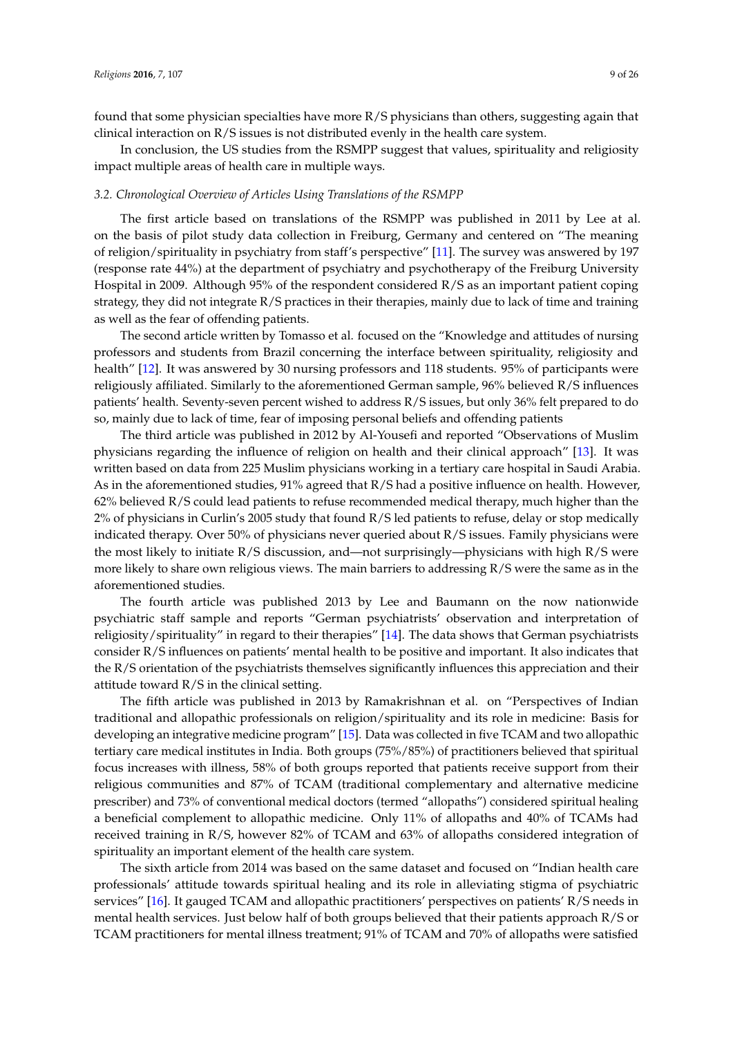found that some physician specialties have more R/S physicians than others, suggesting again that clinical interaction on R/S issues is not distributed evenly in the health care system.

In conclusion, the US studies from the RSMPP suggest that values, spirituality and religiosity impact multiple areas of health care in multiple ways.

### *3.2. Chronological Overview of Articles Using Translations of the RSMPP*

The first article based on translations of the RSMPP was published in 2011 by Lee at al. on the basis of pilot study data collection in Freiburg, Germany and centered on "The meaning of religion/spirituality in psychiatry from staff's perspective" [11]. The survey was answered by 197 (response rate 44%) at the department of psychiatry and psychotherapy of the Freiburg University Hospital in 2009. Although 95% of the respondent considered R/S as an important patient coping strategy, they did not integrate R/S practices in their therapies, mainly due to lack of time and training as well as the fear of offending patients.

The second article written by Tomasso et al. focused on the "Knowledge and attitudes of nursing professors and students from Brazil concerning the interface between spirituality, religiosity and health" [12]. It was answered by 30 nursing professors and 118 students. 95% of participants were religiously affiliated. Similarly to the aforementioned German sample, 96% believed R/S influences patients' health. Seventy-seven percent wished to address R/S issues, but only 36% felt prepared to do so, mainly due to lack of time, fear of imposing personal beliefs and offending patients

The third article was published in 2012 by Al-Yousefi and reported "Observations of Muslim physicians regarding the influence of religion on health and their clinical approach" [13]. It was written based on data from 225 Muslim physicians working in a tertiary care hospital in Saudi Arabia. As in the aforementioned studies, 91% agreed that R/S had a positive influence on health. However, 62% believed R/S could lead patients to refuse recommended medical therapy, much higher than the 2% of physicians in Curlin's 2005 study that found R/S led patients to refuse, delay or stop medically indicated therapy. Over 50% of physicians never queried about R/S issues. Family physicians were the most likely to initiate R/S discussion, and—not surprisingly—physicians with high R/S were more likely to share own religious views. The main barriers to addressing R/S were the same as in the aforementioned studies.

The fourth article was published 2013 by Lee and Baumann on the now nationwide psychiatric staff sample and reports "German psychiatrists' observation and interpretation of religiosity/spirituality" in regard to their therapies" [14]. The data shows that German psychiatrists consider R/S influences on patients' mental health to be positive and important. It also indicates that the R/S orientation of the psychiatrists themselves significantly influences this appreciation and their attitude toward R/S in the clinical setting.

The fifth article was published in 2013 by Ramakrishnan et al. on "Perspectives of Indian traditional and allopathic professionals on religion/spirituality and its role in medicine: Basis for developing an integrative medicine program" [15]. Data was collected in five TCAM and two allopathic tertiary care medical institutes in India. Both groups (75%/85%) of practitioners believed that spiritual focus increases with illness, 58% of both groups reported that patients receive support from their religious communities and 87% of TCAM (traditional complementary and alternative medicine prescriber) and 73% of conventional medical doctors (termed "allopaths") considered spiritual healing a beneficial complement to allopathic medicine. Only 11% of allopaths and 40% of TCAMs had received training in R/S, however 82% of TCAM and 63% of allopaths considered integration of spirituality an important element of the health care system.

The sixth article from 2014 was based on the same dataset and focused on "Indian health care professionals' attitude towards spiritual healing and its role in alleviating stigma of psychiatric services" [16]. It gauged TCAM and allopathic practitioners' perspectives on patients' R/S needs in mental health services. Just below half of both groups believed that their patients approach R/S or TCAM practitioners for mental illness treatment; 91% of TCAM and 70% of allopaths were satisfied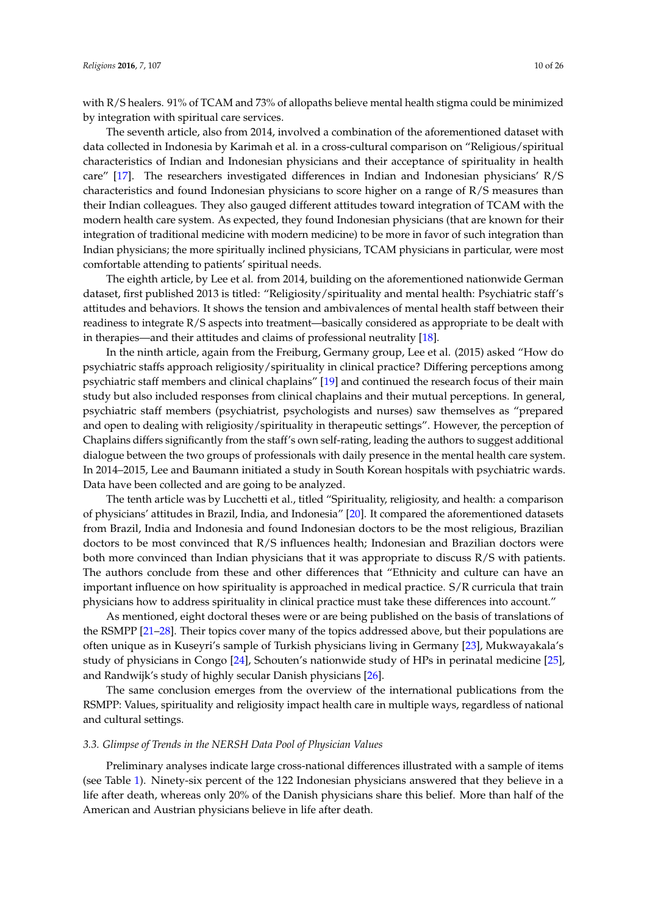with R/S healers. 91% of TCAM and 73% of allopaths believe mental health stigma could be minimized by integration with spiritual care services.

The seventh article, also from 2014, involved a combination of the aforementioned dataset with data collected in Indonesia by Karimah et al. in a cross-cultural comparison on "Religious/spiritual characteristics of Indian and Indonesian physicians and their acceptance of spirituality in health care" [17]. The researchers investigated differences in Indian and Indonesian physicians' R/S characteristics and found Indonesian physicians to score higher on a range of R/S measures than their Indian colleagues. They also gauged different attitudes toward integration of TCAM with the modern health care system. As expected, they found Indonesian physicians (that are known for their integration of traditional medicine with modern medicine) to be more in favor of such integration than Indian physicians; the more spiritually inclined physicians, TCAM physicians in particular, were most comfortable attending to patients' spiritual needs.

The eighth article, by Lee et al. from 2014, building on the aforementioned nationwide German dataset, first published 2013 is titled: "Religiosity/spirituality and mental health: Psychiatric staff's attitudes and behaviors. It shows the tension and ambivalences of mental health staff between their readiness to integrate R/S aspects into treatment—basically considered as appropriate to be dealt with in therapies—and their attitudes and claims of professional neutrality [18].

In the ninth article, again from the Freiburg, Germany group, Lee et al. (2015) asked "How do psychiatric staffs approach religiosity/spirituality in clinical practice? Differing perceptions among psychiatric staff members and clinical chaplains" [19] and continued the research focus of their main study but also included responses from clinical chaplains and their mutual perceptions. In general, psychiatric staff members (psychiatrist, psychologists and nurses) saw themselves as "prepared and open to dealing with religiosity/spirituality in therapeutic settings". However, the perception of Chaplains differs significantly from the staff's own self-rating, leading the authors to suggest additional dialogue between the two groups of professionals with daily presence in the mental health care system. In 2014–2015, Lee and Baumann initiated a study in South Korean hospitals with psychiatric wards. Data have been collected and are going to be analyzed.

The tenth article was by Lucchetti et al., titled "Spirituality, religiosity, and health: a comparison of physicians' attitudes in Brazil, India, and Indonesia" [20]. It compared the aforementioned datasets from Brazil, India and Indonesia and found Indonesian doctors to be the most religious, Brazilian doctors to be most convinced that R/S influences health; Indonesian and Brazilian doctors were both more convinced than Indian physicians that it was appropriate to discuss R/S with patients. The authors conclude from these and other differences that "Ethnicity and culture can have an important influence on how spirituality is approached in medical practice. S/R curricula that train physicians how to address spirituality in clinical practice must take these differences into account."

As mentioned, eight doctoral theses were or are being published on the basis of translations of the RSMPP [21–28]. Their topics cover many of the topics addressed above, but their populations are often unique as in Kuseyri's sample of Turkish physicians living in Germany [23], Mukwayakala's study of physicians in Congo [24], Schouten's nationwide study of HPs in perinatal medicine [25], and Randwijk's study of highly secular Danish physicians [26].

The same conclusion emerges from the overview of the international publications from the RSMPP: Values, spirituality and religiosity impact health care in multiple ways, regardless of national and cultural settings.

### 3.3. Glimpse of Trends in the NERSH Data Pool of Physician Values

Preliminary analyses indicate large cross-national differences illustrated with a sample of items (see Table 1). Ninety-six percent of the 122 Indonesian physicians answered that they believe in a life after death, whereas only 20% of the Danish physicians share this belief. More than half of the American and Austrian physicians believe in life after death.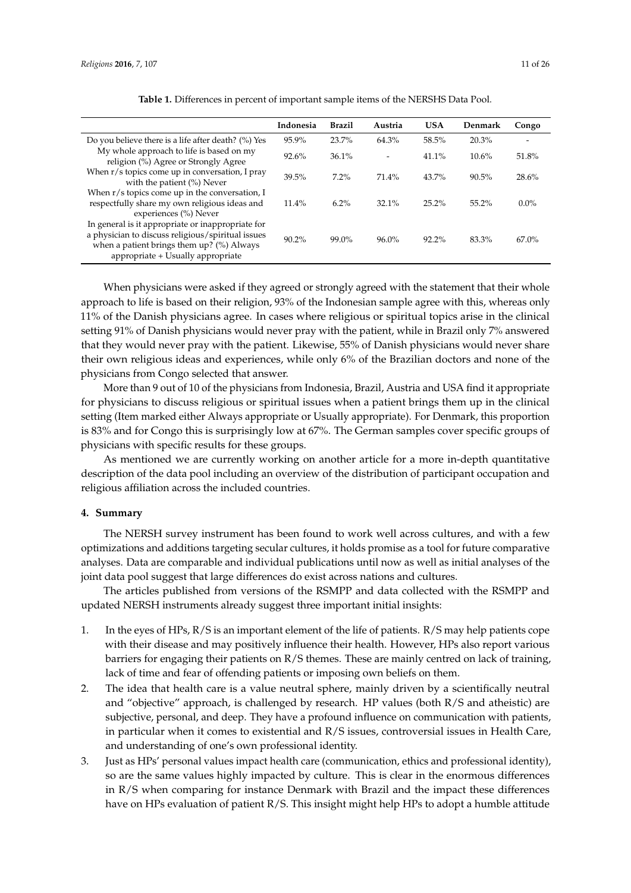**Table 1.** Differences in percent of important sample items of the NERSHS Data Pool.

| | Indonesia | Brazil | Austria | USA | Denmark | Congo |
|---|---|---|---|---|---|---|
| Do you believe there is a life after death? (%) Yes | 95.9% | 23.7% | 64.3% | 58.5% | 20.3% | - |
| My whole approach to life is based on my religion (%) Agree or Strongly Agree | 92.6% | 36.1% | - | 41.1% | 10.6% | 51.8% |
| When r/s topics come up in conversation, I pray with the patient (%) Never | 39.5% | 7.2% | 71.4% | 43.7% | 90.5% | 28.6% |
| When r/s topics come up in the conversation, I respectfully share my own religious ideas and experiences (%) Never | 11.4% | 6.2% | 32.1% | 25.2% | 55.2% | 0.0% |
| In general is it appropriate or inappropriate for a physician to discuss religious/spiritual issues when a patient brings them up? (%) Always appropriate + Usually appropriate | 90.2% | 99.0% | 96.0% | 92.2% | 83.3% | 67.0% |

When physicians were asked if they agreed or strongly agreed with the statement that their whole approach to life is based on their religion, 93% of the Indonesian sample agree with this, whereas only 11% of the Danish physicians agree. In cases where religious or spiritual topics arise in the clinical setting 91% of Danish physicians would never pray with the patient, while in Brazil only 7% answered that they would never pray with the patient. Likewise, 55% of Danish physicians would never share their own religious ideas and experiences, while only 6% of the Brazilian doctors and none of the physicians from Congo selected that answer.

More than 9 out of 10 of the physicians from Indonesia, Brazil, Austria and USA find it appropriate for physicians to discuss religious or spiritual issues when a patient brings them up in the clinical setting (Item marked either Always appropriate or Usually appropriate). For Denmark, this proportion is 83% and for Congo this is surprisingly low at 67%. The German samples cover specific groups of physicians with specific results for these groups.

As mentioned we are currently working on another article for a more in-depth quantitative description of the data pool including an overview of the distribution of participant occupation and religious affiliation across the included countries.

## 4. Summary

The NERSH survey instrument has been found to work well across cultures, and with a few optimizations and additions targeting secular cultures, it holds promise as a tool for future comparative analyses. Data are comparable and individual publications until now as well as initial analyses of the joint data pool suggest that large differences do exist across nations and cultures.

The articles published from versions of the RSMPP and data collected with the RSMPP and updated NERSH instruments already suggest three important initial insights:

1. In the eyes of HPs, R/S is an important element of the life of patients. R/S may help patients cope with their disease and may positively influence their health. However, HPs also report various barriers for engaging their patients on R/S themes. These are mainly centred on lack of training, lack of time and fear of offending patients or imposing own beliefs on them.
2. The idea that health care is a value neutral sphere, mainly driven by a scientifically neutral and "objective" approach, is challenged by research. HP values (both R/S and atheistic) are subjective, personal, and deep. They have a profound influence on communication with patients, in particular when it comes to existential and R/S issues, controversial issues in Health Care, and understanding of one's own professional identity.
3. Just as HPs' personal values impact health care (communication, ethics and professional identity), so are the same values highly impacted by culture. This is clear in the enormous differences in R/S when comparing for instance Denmark with Brazil and the impact these differences have on HPs evaluation of patient R/S. This insight might help HPs to adopt a humble attitude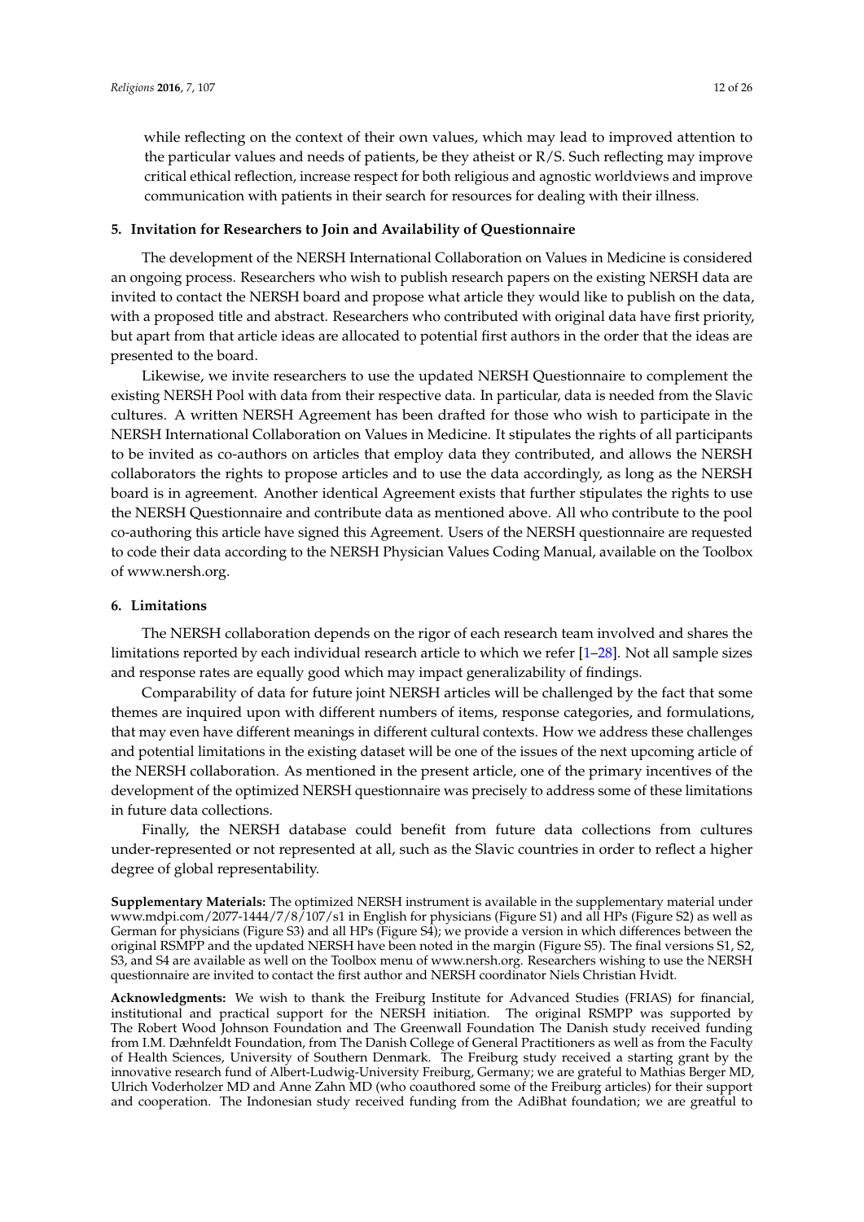while reflecting on the context of their own values, which may lead to improved attention to the particular values and needs of patients, be they atheist or R/S. Such reflecting may improve critical ethical reflection, increase respect for both religious and agnostic worldviews and improve communication with patients in their search for resources for dealing with their illness.

## 5. Invitation for Researchers to Join and Availability of Questionnaire

The development of the NERSH International Collaboration on Values in Medicine is considered an ongoing process. Researchers who wish to publish research papers on the existing NERSH data are invited to contact the NERSH board and propose what article they would like to publish on the data, with a proposed title and abstract. Researchers who contributed with original data have first priority, but apart from that article ideas are allocated to potential first authors in the order that the ideas are presented to the board.

Likewise, we invite researchers to use the updated NERSH Questionnaire to complement the existing NERSH Pool with data from their respective data. In particular, data is needed from the Slavic cultures. A written NERSH Agreement has been drafted for those who wish to participate in the NERSH International Collaboration on Values in Medicine. It stipulates the rights of all participants to be invited as co-authors on articles that employ data they contributed, and allows the NERSH collaborators the rights to propose articles and to use the data accordingly, as long as the NERSH board is in agreement. Another identical Agreement exists that further stipulates the rights to use the NERSH Questionnaire and contribute data as mentioned above. All who contribute to the pool co-authoring this article have signed this Agreement. Users of the NERSH questionnaire are requested to code their data according to the NERSH Physician Values Coding Manual, available on the Toolbox of www.nersh.org.

## 6. Limitations

The NERSH collaboration depends on the rigor of each research team involved and shares the limitations reported by each individual research article to which we refer [1–28]. Not all sample sizes and response rates are equally good which may impact generalizability of findings.

Comparability of data for future joint NERSH articles will be challenged by the fact that some themes are inquired upon with different numbers of items, response categories, and formulations, that may even have different meanings in different cultural contexts. How we address these challenges and potential limitations in the existing dataset will be one of the issues of the next upcoming article of the NERSH collaboration. As mentioned in the present article, one of the primary incentives of the development of the optimized NERSH questionnaire was precisely to address some of these limitations in future data collections.

Finally, the NERSH database could benefit from future data collections from cultures under-represented or not represented at all, such as the Slavic countries in order to reflect a higher degree of global representability.

**Supplementary Materials:** The optimized NERSH instrument is available in the supplementary material under www.mdpi.com/2077-1444/7/8/107/s1 in English for physicians (Figure S1) and all HPs (Figure S2) as well as German for physicians (Figure S3) and all HPs (Figure S4); we provide a version in which differences between the original RSMPP and the updated NERSH have been noted in the margin (Figure S5). The final versions S1, S2, S3, and S4 are available as well on the Toolbox menu of www.nersh.org. Researchers wishing to use the NERSH questionnaire are invited to contact the first author and NERSH coordinator Niels Christian Hvidt.

**Acknowledgments:** We wish to thank the Freiburg Institute for Advanced Studies (FRIAS) for financial, institutional and practical support for the NERSH initiation. The original RSMPP was supported by The Robert Wood Johnson Foundation and The Greenwall Foundation The Danish study received funding from I.M. Dæhnfeldt Foundation, from The Danish College of General Practitioners as well as from the Faculty of Health Sciences, University of Southern Denmark. The Freiburg study received a starting grant by the innovative research fund of Albert-Ludwig-University Freiburg, Germany; we are grateful to Mathias Berger MD, Ulrich Voderholzer MD and Anne Zahn MD (who coauthored some of the Freiburg articles) for their support and cooperation. The Indonesian study received funding from the AdiBhat foundation; we are greatful to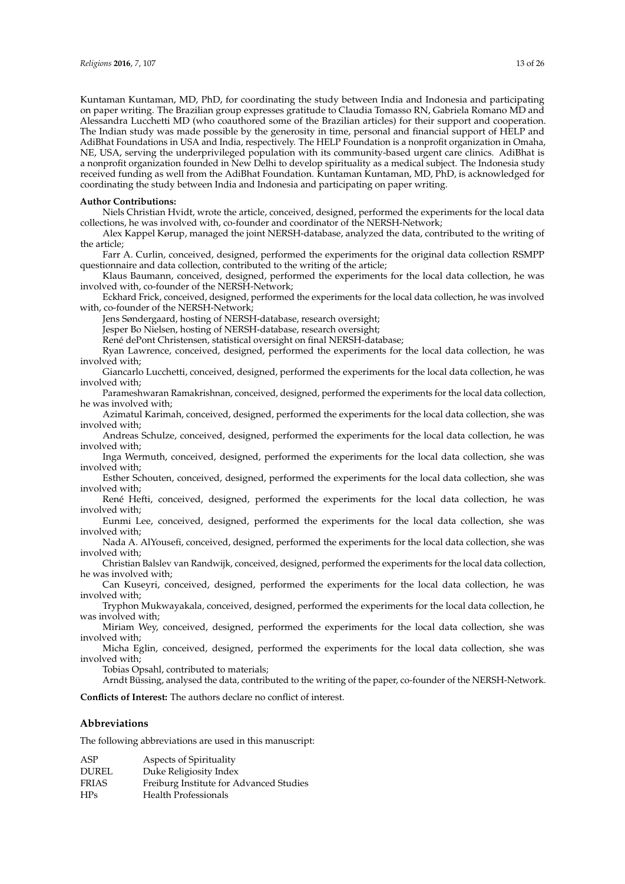Kuntaman Kuntaman, MD, PhD, for coordinating the study between India and Indonesia and participating on paper writing. The Brazilian group expresses gratitude to Claudia Tomasso RN, Gabriela Romano MD and Alessandra Lucchetti MD (who coauthored some of the Brazilian articles) for their support and cooperation. The Indian study was made possible by the generosity in time, personal and financial support of HELP and AdiBhat Foundations in USA and India, respectively. The HELP Foundation is a nonprofit organization in Omaha, NE, USA, serving the underprivileged population with its community-based urgent care clinics. AdiBhat is a nonprofit organization founded in New Delhi to develop spirituality as a medical subject. The Indonesia study received funding as well from the AdiBhat Foundation. Kuntaman Kuntaman, MD, PhD, is acknowledged for coordinating the study between India and Indonesia and participating on paper writing.

**Author Contributions:**

Niels Christian Hvidt, wrote the article, conceived, designed, performed the experiments for the local data collections, he was involved with, co-founder and coordinator of the NERSH-Network;

Alex Kappel Kørup, managed the joint NERSH-database, analyzed the data, contributed to the writing of the article;

Farr A. Curlin, conceived, designed, performed the experiments for the original data collection RSMPP questionnaire and data collection, contributed to the writing of the article;

Klaus Baumann, conceived, designed, performed the experiments for the local data collection, he was involved with, co-founder of the NERSH-Network;

Eckhard Frick, conceived, designed, performed the experiments for the local data collection, he was involved with, co-founder of the NERSH-Network;

Jens Søndergaard, hosting of NERSH-database, research oversight;

Jesper Bo Nielsen, hosting of NERSH-database, research oversight;

René dePont Christensen, statistical oversight on final NERSH-database;

Ryan Lawrence, conceived, designed, performed the experiments for the local data collection, he was involved with;

Giancarlo Lucchetti, conceived, designed, performed the experiments for the local data collection, he was involved with;

Parameshwaran Ramakrishnan, conceived, designed, performed the experiments for the local data collection, he was involved with;

Azimatul Karimah, conceived, designed, performed the experiments for the local data collection, she was involved with;

Andreas Schulze, conceived, designed, performed the experiments for the local data collection, he was involved with;

Inga Wermuth, conceived, designed, performed the experiments for the local data collection, she was involved with;

Esther Schouten, conceived, designed, performed the experiments for the local data collection, she was involved with;

René Hefti, conceived, designed, performed the experiments for the local data collection, he was involved with;

Eunmi Lee, conceived, designed, performed the experiments for the local data collection, she was involved with;

Nada A. AlYousefi, conceived, designed, performed the experiments for the local data collection, she was involved with;

Christian Balslev van Randwijk, conceived, designed, performed the experiments for the local data collection, he was involved with;

Can Kuseyri, conceived, designed, performed the experiments for the local data collection, he was involved with;

Tryphon Mukwayakala, conceived, designed, performed the experiments for the local data collection, he was involved with;

Miriam Wey, conceived, designed, performed the experiments for the local data collection, she was involved with;

Micha Eglin, conceived, designed, performed the experiments for the local data collection, she was involved with;

Tobias Opsahl, contributed to materials;

Arndt Büssing, analysed the data, contributed to the writing of the paper, co-founder of the NERSH-Network.

**Conflicts of Interest:** The authors declare no conflict of interest.

## Abbreviations

The following abbreviations are used in this manuscript:

| | |
|---|---|
| ASP | Aspects of Spirituality |
| DUREL | Duke Religiosity Index |
| FRIAS | Freiburg Institute for Advanced Studies |
| HPs | Health Professionals |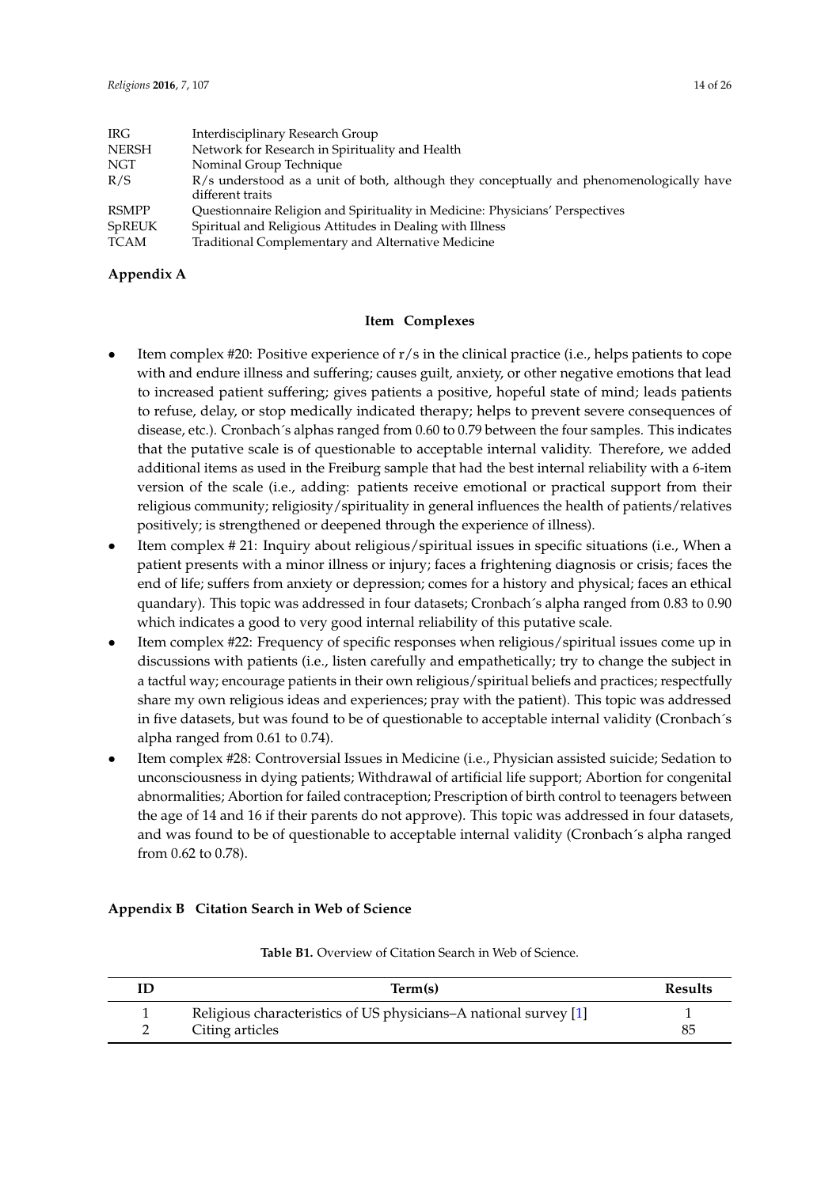| | |
|---|---|
| IRG | Interdisciplinary Research Group |
| NERSH | Network for Research in Spirituality and Health |
| NGT | Nominal Group Technique |
| R/S | R/s understood as a unit of both, although they conceptually and phenomenologically have different traits |
| RSMPP | Questionnaire Religion and Spirituality in Medicine: Physicians' Perspectives |
| SpREUK | Spiritual and Religious Attitudes in Dealing with Illness |
| TCAM | Traditional Complementary and Alternative Medicine |

## Appendix A

### Item Complexes

- Item complex #20: Positive experience of r/s in the clinical practice (i.e., helps patients to cope with and endure illness and suffering; causes guilt, anxiety, or other negative emotions that lead to increased patient suffering; gives patients a positive, hopeful state of mind; leads patients to refuse, delay, or stop medically indicated therapy; helps to prevent severe consequences of disease, etc.). Cronbach´s alphas ranged from 0.60 to 0.79 between the four samples. This indicates that the putative scale is of questionable to acceptable internal validity. Therefore, we added additional items as used in the Freiburg sample that had the best internal reliability with a 6-item version of the scale (i.e., adding: patients receive emotional or practical support from their religious community; religiosity/spirituality in general influences the health of patients/relatives positively; is strengthened or deepened through the experience of illness).
- Item complex # 21: Inquiry about religious/spiritual issues in specific situations (i.e., When a patient presents with a minor illness or injury; faces a frightening diagnosis or crisis; faces the end of life; suffers from anxiety or depression; comes for a history and physical; faces an ethical quandary). This topic was addressed in four datasets; Cronbach´s alpha ranged from 0.83 to 0.90 which indicates a good to very good internal reliability of this putative scale.
- Item complex #22: Frequency of specific responses when religious/spiritual issues come up in discussions with patients (i.e., listen carefully and empathetically; try to change the subject in a tactful way; encourage patients in their own religious/spiritual beliefs and practices; respectfully share my own religious ideas and experiences; pray with the patient). This topic was addressed in five datasets, but was found to be of questionable to acceptable internal validity (Cronbach´s alpha ranged from 0.61 to 0.74).
- Item complex #28: Controversial Issues in Medicine (i.e., Physician assisted suicide; Sedation to unconsciousness in dying patients; Withdrawal of artificial life support; Abortion for congenital abnormalities; Abortion for failed contraception; Prescription of birth control to teenagers between the age of 14 and 16 if their parents do not approve). This topic was addressed in four datasets, and was found to be of questionable to acceptable internal validity (Cronbach´s alpha ranged from 0.62 to 0.78).

## Appendix B Citation Search in Web of Science

**Table B1.** Overview of Citation Search in Web of Science.

| ID | Term(s) | Results |
|---|---|---|
| 1 | Religious characteristics of US physicians–A national survey [1] | 1 |
| 2 | Citing articles | 85 |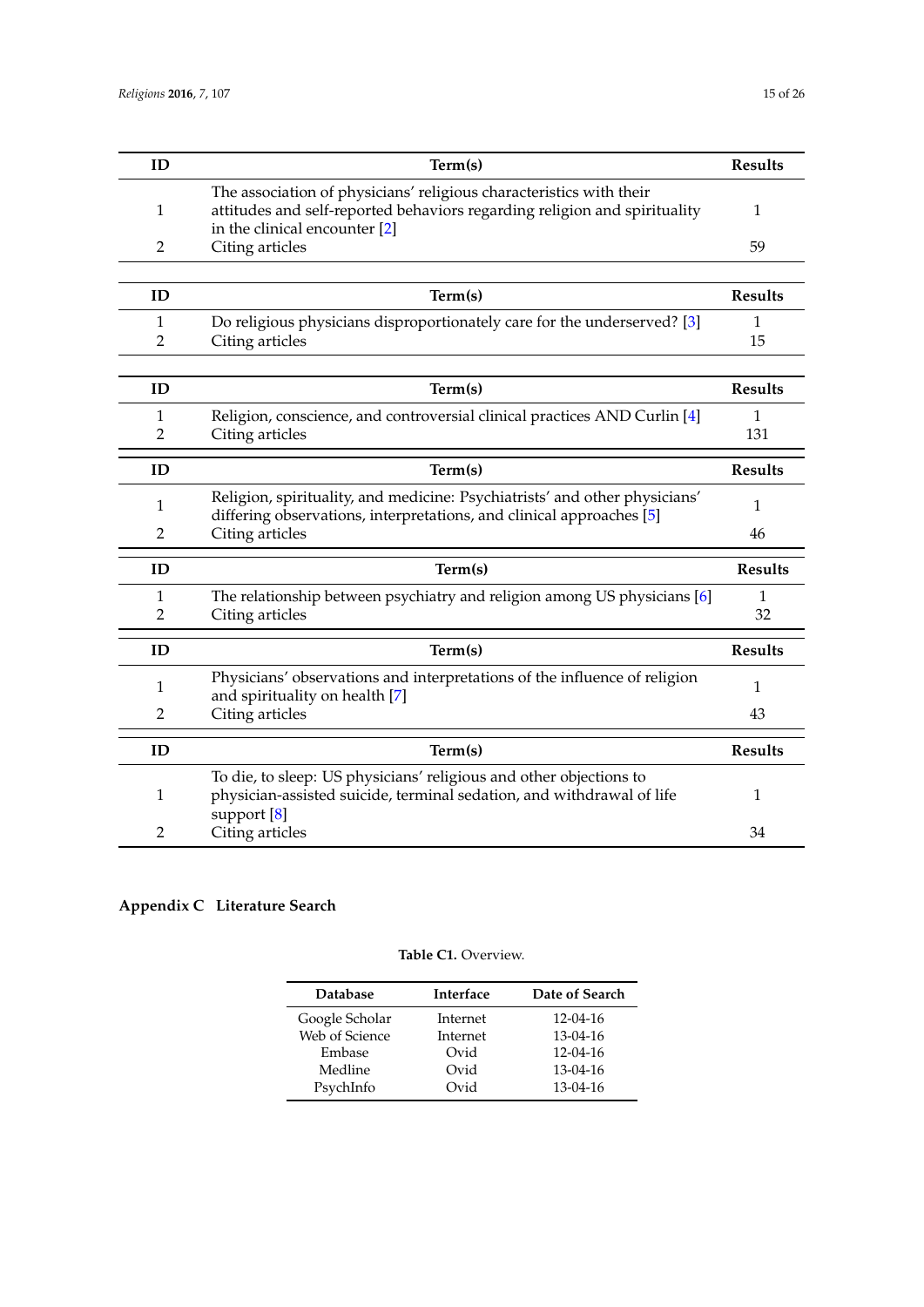| ID | Term(s) | Results |
|---|---|---|
| 1 | The association of physicians' religious characteristics with their attitudes and self-reported behaviors regarding religion and spirituality in the clinical encounter [2] | 1 |
| 2 | Citing articles | 59 |

| ID | Term(s) | Results |
|---|---|---|
| 1 | Do religious physicians disproportionately care for the underserved? [3] | 1 |
| 2 | Citing articles | 15 |

| ID | Term(s) | Results |
|---|---|---|
| 1 | Religion, conscience, and controversial clinical practices AND Curlin [4] | 1 |
| 2 | Citing articles | 131 |

| ID | Term(s) | Results |
|---|---|---|
| 1 | Religion, spirituality, and medicine: Psychiatrists' and other physicians' differing observations, interpretations, and clinical approaches [5] | 1 |
| 2 | Citing articles | 46 |

| ID | Term(s) | Results |
|---|---|---|
| 1 | The relationship between psychiatry and religion among US physicians [6] | 1 |
| 2 | Citing articles | 32 |

| ID | Term(s) | Results |
|---|---|---|
| 1 | Physicians' observations and interpretations of the influence of religion and spirituality on health [7] | 1 |
| 2 | Citing articles | 43 |

| ID | Term(s) | Results |
|---|---|---|
| 1 | To die, to sleep: US physicians' religious and other objections to physician-assisted suicide, terminal sedation, and withdrawal of life support [8] | 1 |
| 2 | Citing articles | 34 |

## Appendix C Literature Search

**Table C1.** Overview.

| Database | Interface | Date of Search |
|---|---|---|
| Google Scholar | Internet | 12-04-16 |
| Web of Science | Internet | 13-04-16 |
| Embase | Ovid | 12-04-16 |
| Medline | Ovid | 13-04-16 |
| PsychInfo | Ovid | 13-04-16 |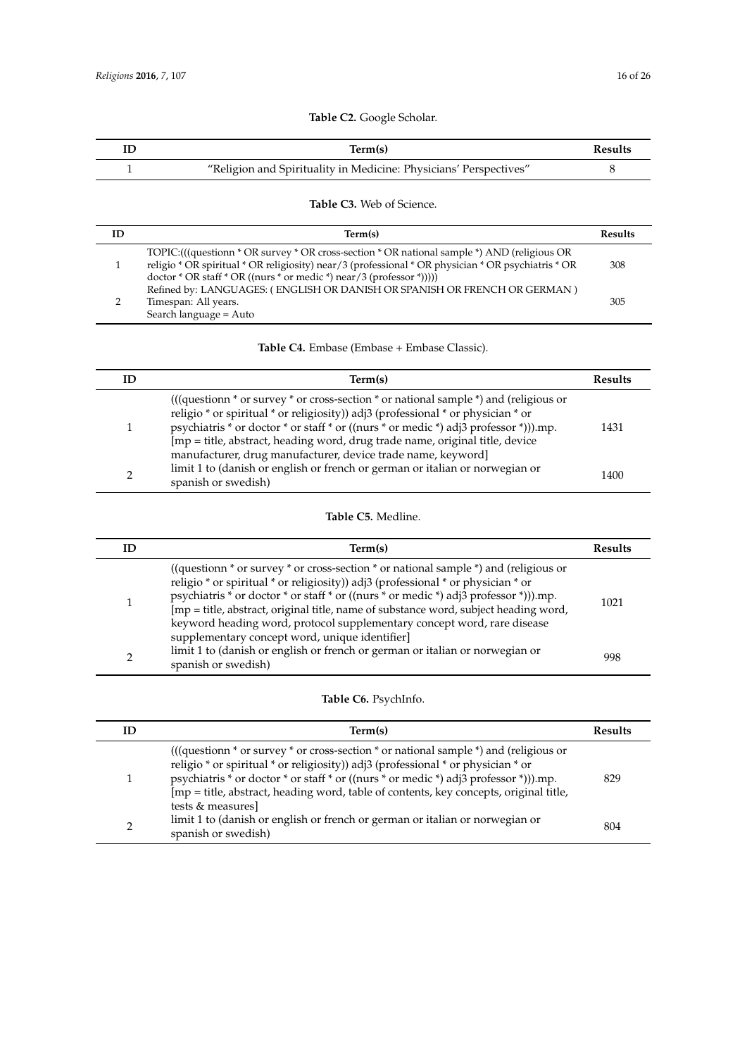**Table C2.** Google Scholar.

| ID | Term(s) | Results |
| --- | --- | --- |
| 1 | "Religion and Spirituality in Medicine: Physicians' Perspectives" | 8 |

**Table C3.** Web of Science.

| ID | Term(s) | Results |
| --- | --- | --- |
| 1 | TOPIC:(((questionn * OR survey * OR cross-section * OR national sample *) AND (religious OR religio * OR spiritual * OR religiosity) near/3 (professional * OR physician * OR psychiatris * OR doctor * OR staff * OR ((nurs * or medic *) near/3 (professor *))))) | 308 |
| 2 | Refined by: LANGUAGES: ( ENGLISH OR DANISH OR SPANISH OR FRENCH OR GERMAN ) Timespan: All years. Search language = Auto | 305 |

**Table C4.** Embase (Embase + Embase Classic).

| ID | Term(s) | Results |
| --- | --- | --- |
| 1 | (((questionn * or survey * or cross-section * or national sample *) and (religious or religio * or spiritual * or religiosity)) adj3 (professional * or physician * or psychiatris * or doctor * or staff * or ((nurs * or medic *) adj3 professor *))).mp. [mp = title, abstract, heading word, drug trade name, original title, device manufacturer, drug manufacturer, device trade name, keyword] | 1431 |
| 2 | limit 1 to (danish or english or french or german or italian or norwegian or spanish or swedish) | 1400 |

**Table C5.** Medline.

| ID | Term(s) | Results |
| --- | --- | --- |
| 1 | ((questionn * or survey * or cross-section * or national sample *) and (religious or religio * or spiritual * or religiosity)) adj3 (professional * or physician * or psychiatris * or doctor * or staff * or ((nurs * or medic *) adj3 professor *))).mp. [mp = title, abstract, original title, name of substance word, subject heading word, keyword heading word, protocol supplementary concept word, rare disease supplementary concept word, unique identifier] | 1021 |
| 2 | limit 1 to (danish or english or french or german or italian or norwegian or spanish or swedish) | 998 |

**Table C6.** PsychInfo.

| ID | Term(s) | Results |
| --- | --- | --- |
| 1 | (((questionn * or survey * or cross-section * or national sample *) and (religious or religio * or spiritual * or religiosity)) adj3 (professional * or physician * or psychiatris * or doctor * or staff * or ((nurs * or medic *) adj3 professor *))).mp. [mp = title, abstract, heading word, table of contents, key concepts, original title, tests & measures] | 829 |
| 2 | limit 1 to (danish or english or french or german or italian or norwegian or spanish or swedish) | 804 |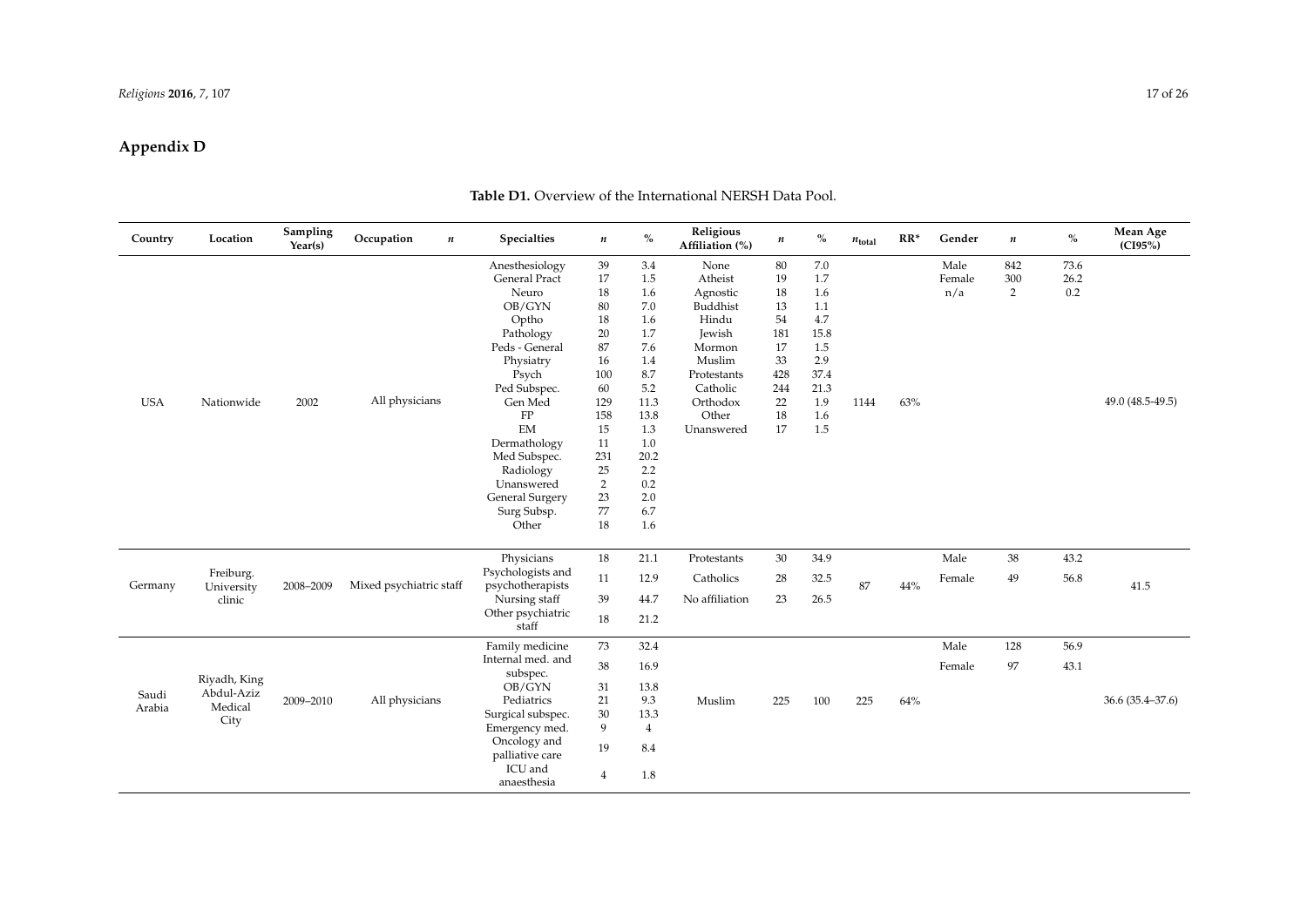## Appendix D

**Table D1.** Overview of the International NERSH Data Pool.

| Country | Location | Sampling Year(s) | Occupation | $n$ | Specialties | $n$ | % | Religious Affiliation (%) | $n$ | % | $n_{total}$ | RR* | Gender | $n$ | % | Mean Age (CI95%) |
|---|---|---|---|---|---|---|---|---|---|---|---|---|---|---|---|---|
| USA | Nationwide | 2002 | All physicians | | Anesthesiology | 39 | 3.4 | None | 80 | 7.0 | 1144 | 63% | Male | 842 | 73.6 | 49.0 (48.5-49.5) |
| | | | | | General Pract | 17 | 1.5 | Atheist | 19 | 1.7 | | | Female | 300 | 26.2 | |
| | | | | | Neuro | 18 | 1.6 | Agnostic | 18 | 1.6 | | | n/a | 2 | 0.2 | |
| | | | | | OB/GYN | 80 | 7.0 | Buddhist | 13 | 1.1 | | | | | | |
| | | | | | Optho | 18 | 1.6 | Hindu | 54 | 4.7 | | | | | | |
| | | | | | Pathology | 20 | 1.7 | Jewish | 181 | 15.8 | | | | | | |
| | | | | | Peds - General | 87 | 7.6 | Mormon | 17 | 1.5 | | | | | | |
| | | | | | Physiatry | 16 | 1.4 | Muslim | 33 | 2.9 | | | | | | |
| | | | | | Psych | 100 | 8.7 | Protestants | 428 | 37.4 | | | | | | |
| | | | | | Ped Subspec. | 60 | 5.2 | Catholic | 244 | 21.3 | | | | | | |
| | | | | | Gen Med | 129 | 11.3 | Orthodox | 22 | 1.9 | | | | | | |
| | | | | | FP | 158 | 13.8 | Other | 18 | 1.6 | | | | | | |
| | | | | | EM | 15 | 1.3 | Unanswered | 17 | 1.5 | | | | | | |
| | | | | | Dermathology | 11 | 1.0 | | | | | | | | | |
| | | | | | Med Subspec. | 231 | 20.2 | | | | | | | | | |
| | | | | | Radiology | 25 | 2.2 | | | | | | | | | |
| | | | | | Unanswered | 2 | 0.2 | | | | | | | | | |
| | | | | | General Surgery | 23 | 2.0 | | | | | | | | | |
| | | | | | Surg Subsp. | 77 | 6.7 | | | | | | | | | |
| | | | | | Other | 18 | 1.6 | | | | | | | | | |
| Germany | Freiburg. University clinic | 2008–2009 | Mixed psychiatric staff | | Physicians | 18 | 21.1 | Protestants | 30 | 34.9 | 87 | 44% | Male | 38 | 43.2 | 41.5 |
| | | | | | Psychologists and psychotherapists | 11 | 12.9 | Catholics | 28 | 32.5 | | | Female | 49 | 56.8 | |
| | | | | | Nursing staff | 39 | 44.7 | No affiliation | 23 | 26.5 | | | | | | |
| | | | | | Other psychiatric staff | 18 | 21.2 | | | | | | | | | |
| Saudi Arabia | Riyadh, King Abdul-Aziz Medical City | 2009–2010 | All physicians | | Family medicine | 73 | 32.4 | Muslim | 225 | 100 | 225 | 64% | Male | 128 | 56.9 | 36.6 (35.4–37.6) |
| | | | | | Internal med. and subspec. | 38 | 16.9 | | | | | | Female | 97 | 43.1 | |
| | | | | | OB/GYN | 31 | 13.8 | | | | | | | | | |
| | | | | | Pediatrics | 21 | 9.3 | | | | | | | | | |
| | | | | | Surgical subspec. | 30 | 13.3 | | | | | | | | | |
| | | | | | Emergency med. | 9 | 4 | | | | | | | | | |
| | | | | | Oncology and palliative care | 19 | 8.4 | | | | | | | | | |
| | | | | | ICU and anaesthesia | 4 | 1.8 | | | | | | | | | |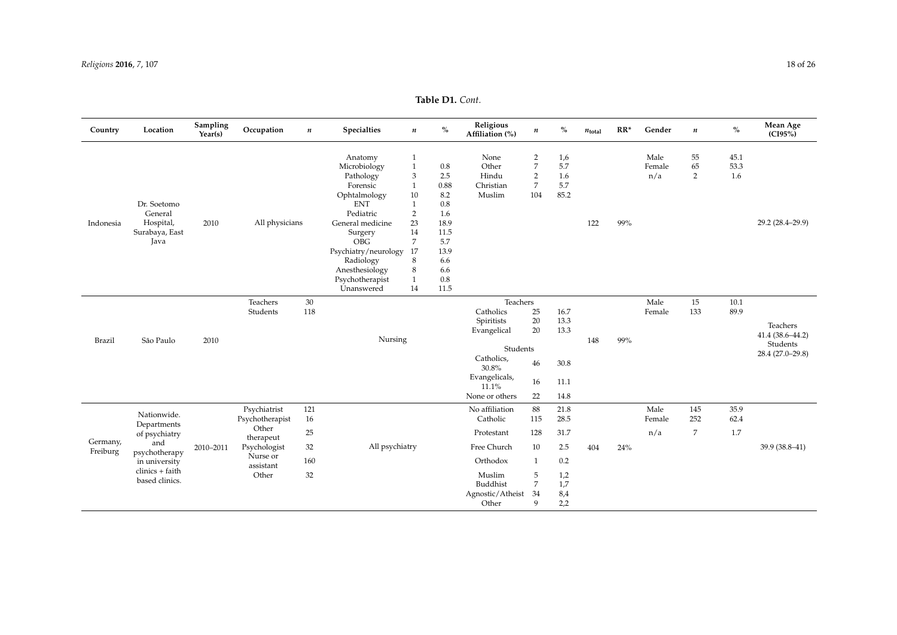**Table D1.** *Cont.*

| Country | Location | Sampling Year(s) | Occupation | $n$ | Specialties | $n$ | % | Religious Affiliation (%) | $n$ | % | $n_{total}$ | RR* | Gender | $n$ | % | Mean Age (CI95%) |
|---|---|---|---|---|---|---|---|---|---|---|---|---|---|---|---|---|
| Indonesia | Dr. Soetomo General Hospital, Surabaya, East Java | 2010 | All physicians | | Anatomy | 1 | | None | 2 | 1,6 | 122 | 99% | Male | 55 | 45.1 | 29.2 (28.4–29.9) |
| | | | | | Microbiology | 1 | 0.8 | Other | 7 | 5.7 | | | Female | 65 | 53.3 | |
| | | | | | Pathology | 3 | 2.5 | Hindu | 2 | 1.6 | | | n/a | 2 | 1.6 | |
| | | | | | Forensic | 1 | 0.88 | Christian | 7 | 5.7 | | | | | | |
| | | | | | Ophtalmology | 10 | 8.2 | Muslim | 104 | 85.2 | | | | | | |
| | | | | | ENT | 1 | 0.8 | | | | | | | | | |
| | | | | | Pediatric | 2 | 1.6 | | | | | | | | | |
| | | | | | General medicine | 23 | 18.9 | | | | | | | | | |
| | | | | | Surgery | 14 | 11.5 | | | | | | | | | |
| | | | | | OBG | 7 | 5.7 | | | | | | | | | |
| | | | | | Psychiatry/neurology | 17 | 13.9 | | | | | | | | | |
| | | | | | Radiology | 8 | 6.6 | | | | | | | | | |
| | | | | | Anesthesiology | 8 | 6.6 | | | | | | | | | |
| | | | | | Psychotherapist | 1 | 0.8 | | | | | | | | | |
| | | | | | Unanswered | 14 | 11.5 | | | | | | | | | |
| Brazil | São Paulo | 2010 | Teachers | 30 | Nursing | | | Teachers | | | 148 | 99% | Male | 15 | 10.1 | Teachers 41.4 (38.6–44.2) Students 28.4 (27.0–29.8) |
| | | | Students | 118 | | | | Catholics | 25 | 16.7 | | | Female | 133 | 89.9 | |
| | | | | | | | | Spiritists | 20 | 13.3 | | | | | | |
| | | | | | | | | Evangelical | 20 | 13.3 | | | | | | |
| | | | | | | | | Students | | | | | | | | |
| | | | | | | | | Catholics, 30.8% | 46 | 30.8 | | | | | | |
| | | | | | | | | Evangelicals, 11.1% | 16 | 11.1 | | | | | | |
| | | | | | | | | None or others | 22 | 14.8 | | | | | | |
| Germany, Freiburg | Nationwide. Departments of psychiatry and psychotherapy in university clinics + faith based clinics. | 2010–2011 | Psychiatrist | 121 | All psychiatry | | | No affiliation | 88 | 21.8 | 404 | 24% | Male | 145 | 35.9 | 39.9 (38.8–41) |
| | | | Psychotherapist | 16 | | | | Catholic | 115 | 28.5 | | | Female | 252 | 62.4 | |
| | | | Other therapeut | 25 | | | | Protestant | 128 | 31.7 | | | n/a | 7 | 1.7 | |
| | | | Psychologist | 32 | | | | Free Church | 10 | 2.5 | | | | | | |
| | | | Nurse or assistant | 160 | | | | Orthodox | 1 | 0.2 | | | | | | |
| | | | Other | 32 | | | | Muslim | 5 | 1,2 | | | | | | |
| | | | | | | | | Buddhist | 7 | 1,7 | | | | | | |
| | | | | | | | | Agnostic/Atheist | 34 | 8,4 | | | | | | |
| | | | | | | | | Other | 9 | 2,2 | | | | | | |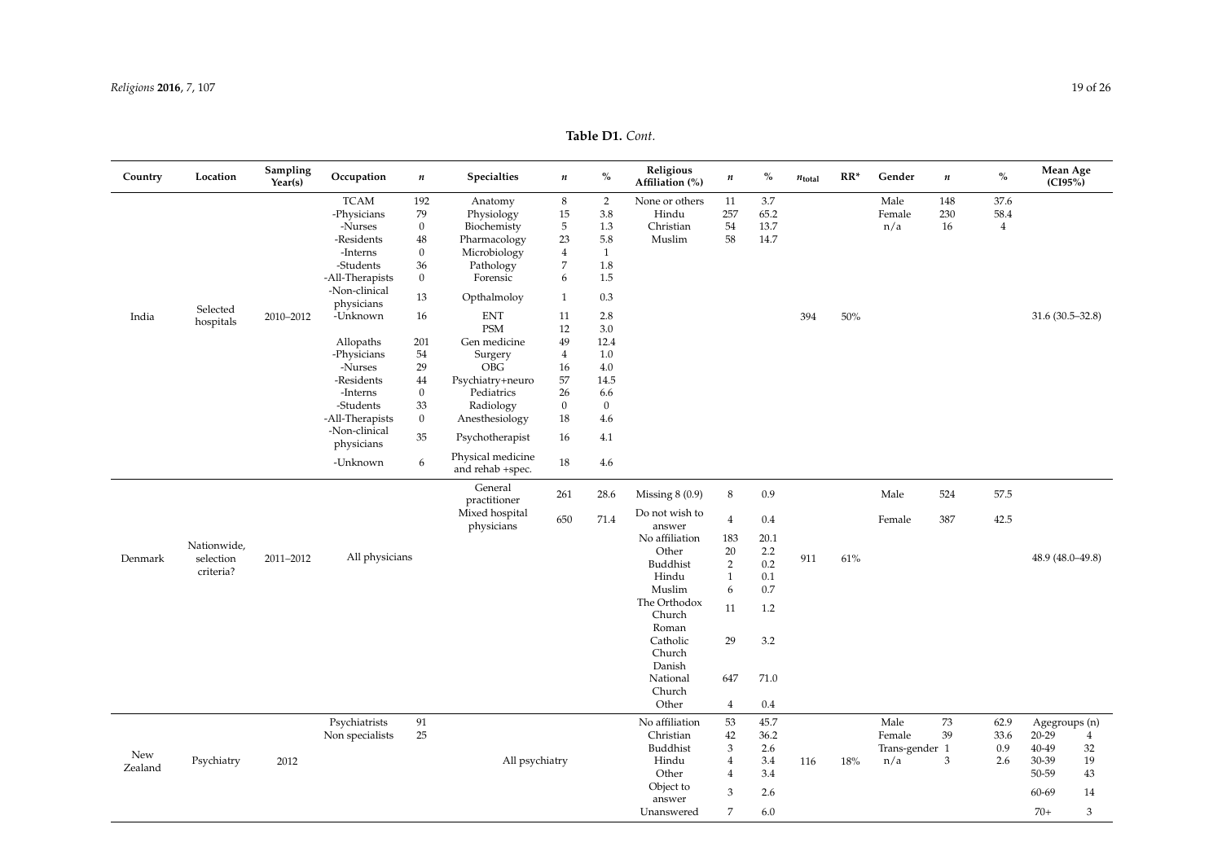**Table D1.** *Cont.*

| Country | Location | Sampling Year(s) | Occupation | $n$ | Specialties | $n$ | % | Religious Affiliation (%) | $n$ | % | $n_{total}$ | RR* | Gender | $n$ | % | Mean Age (CI95%) |
|---|---|---|---|---|---|---|---|---|---|---|---|---|---|---|---|---|
| India | Selected hospitals | 2010–2012 | TCAM | 192 | Anatomy | 8 | 2 | None or others | 11 | 3.7 | 394 | 50% | Male | 148 | 37.6 | 31.6 (30.5–32.8) |
| | | | -Physicians | 79 | Physiology | 15 | 3.8 | Hindu | 257 | 65.2 | | | Female | 230 | 58.4 | |
| | | | -Nurses | 0 | Biochemisty | 5 | 1.3 | Christian | 54 | 13.7 | | | n/a | 16 | 4 | |
| | | | -Residents | 48 | Pharmacology | 23 | 5.8 | Muslim | 58 | 14.7 | | | | | | |
| | | | -Interns | 0 | Microbiology | 4 | 1 | | | | | | | | | |
| | | | -Students | 36 | Pathology | 7 | 1.8 | | | | | | | | | |
| | | | -All-Therapists | 0 | Forensic | 6 | 1.5 | | | | | | | | | |
| | | | -Non-clinical physicians | 13 | Opthalmoloy | 1 | 0.3 | | | | | | | | | |
| | | | -Unknown | 16 | ENT | 11 | 2.8 | | | | | | | | | |
| | | | | | PSM | 12 | 3.0 | | | | | | | | | |
| | | | Allopaths | 201 | Gen medicine | 49 | 12.4 | | | | | | | | | |
| | | | -Physicians | 54 | Surgery | 4 | 1.0 | | | | | | | | | |
| | | | -Nurses | 29 | OBG | 16 | 4.0 | | | | | | | | | |
| | | | -Residents | 44 | Psychiatry+neuro | 57 | 14.5 | | | | | | | | | |
| | | | -Interns | 0 | Pediatrics | 26 | 6.6 | | | | | | | | | |
| | | | -Students | 33 | Radiology | 0 | 0 | | | | | | | | | |
| | | | -All-Therapists | 0 | Anesthesiology | 18 | 4.6 | | | | | | | | | |
| | | | -Non-clinical physicians | 35 | Psychotherapist | 16 | 4.1 | | | | | | | | | |
| | | | -Unknown | 6 | Physical medicine and rehab +spec. | 18 | 4.6 | | | | | | | | | |
| Denmark | Nationwide, selection criteria? | 2011–2012 | All physicians | | General practitioner | 261 | 28.6 | Missing 8 (0.9) | 8 | 0.9 | 911 | 61% | Male | 524 | 57.5 | 48.9 (48.0–49.8) |
| | | | | | Mixed hospital physicians | 650 | 71.4 | Do not wish to answer | 4 | 0.4 | | | Female | 387 | 42.5 | |
| | | | | | | | | No affiliation | 183 | 20.1 | | | | | | |
| | | | | | | | | Other | 20 | 2.2 | | | | | | |
| | | | | | | | | Buddhist | 2 | 0.2 | | | | | | |
| | | | | | | | | Hindu | 1 | 0.1 | | | | | | |
| | | | | | | | | Muslim | 6 | 0.7 | | | | | | |
| | | | | | | | | The Orthodox Church | 11 | 1.2 | | | | | | |
| | | | | | | | | Roman Catholic Church | 29 | 3.2 | | | | | | |
| | | | | | | | | Danish National Church | 647 | 71.0 | | | | | | |
| | | | | | | | | Other | 4 | 0.4 | | | | | | |
| New Zealand | Psychiatry | 2012 | Psychiatrists | 91 | All psychiatry | | | No affiliation | 53 | 45.7 | 116 | 18% | Male | 73 | 62.9 | Agegroups (n) |
| | | | Non specialists | 25 | | | | Christian | 42 | 36.2 | | | Female | 39 | 33.6 | 20-29 4 |
| | | | | | | | | Buddhist | 3 | 2.6 | | | Trans-gender | 1 | 0.9 | 30-39 19 |
| | | | | | | | | Hindu | 4 | 3.4 | | | n/a | 3 | 2.6 | 40-49 32 |
| | | | | | | | | Other | 4 | 3.4 | | | | | | 50-59 43 |
| | | | | | | | | Object to answer | 3 | 2.6 | | | | | | 60-69 14 |
| | | | | | | | | Unanswered | 7 | 6.0 | | | | | | 70+ 3 |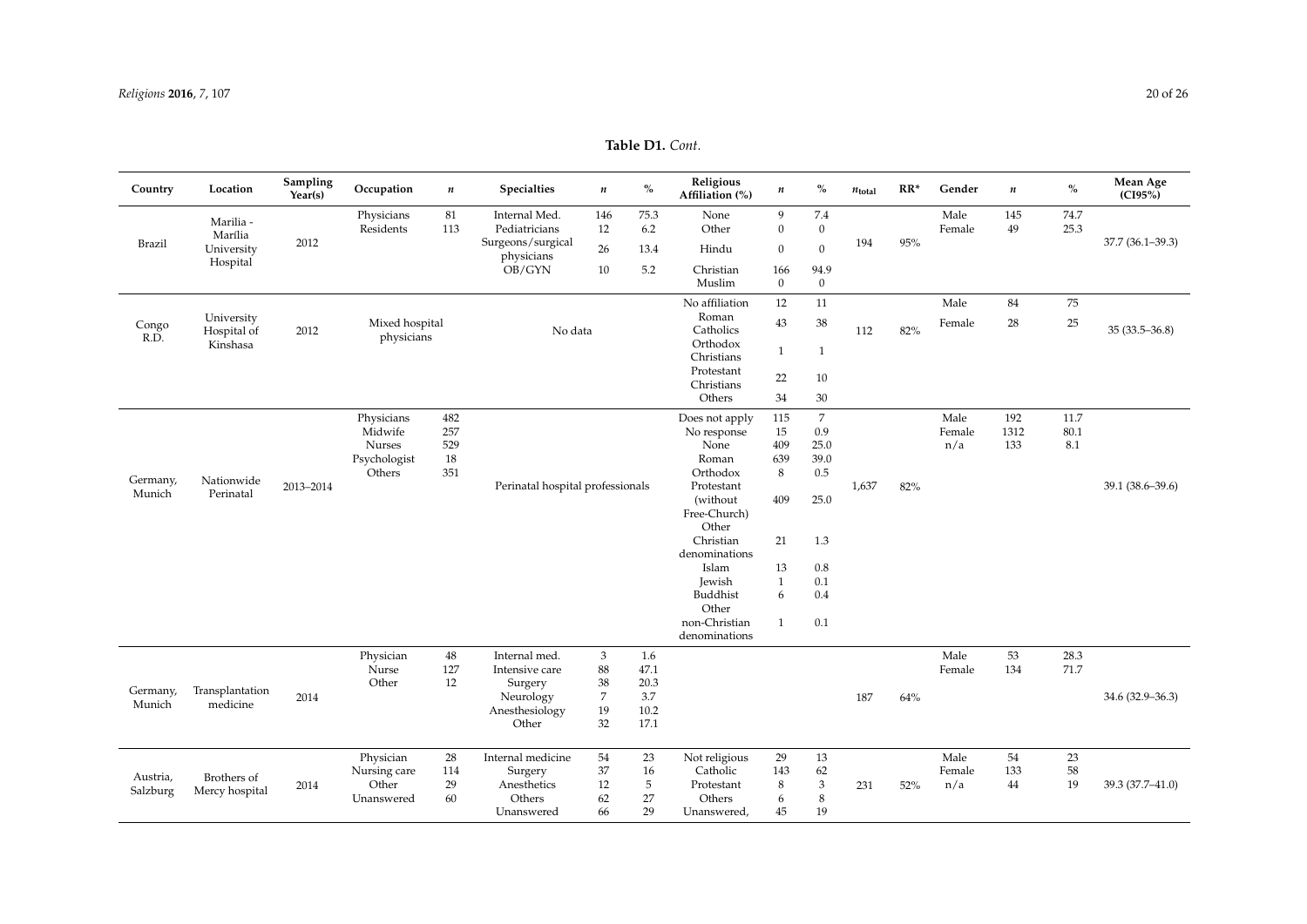**Table D1.** *Cont.*

| Country | Location | Sampling Year(s) | Occupation | $n$ | Specialties | $n$ | % | Religious Affiliation (%) | $n$ | % | $n_{total}$ | RR* | Gender | $n$ | % | Mean Age (CI95%) |
|---|---|---|---|---|---|---|---|---|---|---|---|---|---|---|---|---|
| Brazil | Marilia - Marília University Hospital | 2012 | Physicians | 81 | Internal Med. | 146 | 75.3 | None | 9 | 7.4 | 194 | 95% | Male | 145 | 74.7 | 37.7 (36.1–39.3) |
| | | | Residents | 113 | Pediatricians | 12 | 6.2 | Other | 0 | 0 | | | Female | 49 | 25.3 | |
| | | | | | Surgeons/surgical physicians | 26 | 13.4 | Hindu | 0 | 0 | | | | | | |
| | | | | | OB/GYN | 10 | 5.2 | Christian | 166 | 94.9 | | | | | | |
| | | | | | | | | Muslim | 0 | 0 | | | | | | |
| Congo R.D. | University Hospital of Kinshasa | 2012 | Mixed hospital physicians | | No data | | | No affiliation | 12 | 11 | 112 | 82% | Male | 84 | 75 | 35 (33.5–36.8) |
| | | | | | | | | Roman Catholics | 43 | 38 | | | Female | 28 | 25 | |
| | | | | | | | | Orthodox Christians | 1 | 1 | | | | | | |
| | | | | | | | | Protestant Christians | 22 | 10 | | | | | | |
| | | | | | | | | Others | 34 | 30 | | | | | | |
| Germany, Munich | Nationwide Perinatal | 2013–2014 | Physicians | 482 | Perinatal hospital professionals | | | Does not apply | 115 | 7 | 1,637 | 82% | Male | 192 | 11.7 | 39.1 (38.6–39.6) |
| | | | Midwife | 257 | | | | No response | 15 | 0.9 | | | Female | 1312 | 80.1 | |
| | | | Nurses | 529 | | | | None | 409 | 25.0 | | | n/a | 133 | 8.1 | |
| | | | Psychologist | 18 | | | | Roman | 639 | 39.0 | | | | | | |
| | | | Others | 351 | | | | Orthodox | 8 | 0.5 | | | | | | |
| | | | | | | | | Protestant (without Free-Church) | 409 | 25.0 | | | | | | |
| | | | | | | | | Other Christian denominations | 21 | 1.3 | | | | | | |
| | | | | | | | | Islam | 13 | 0.8 | | | | | | |
| | | | | | | | | Jewish | 1 | 0.1 | | | | | | |
| | | | | | | | | Buddhist | 6 | 0.4 | | | | | | |
| | | | | | | | | Other non-Christian denominations | 1 | 0.1 | | | | | | |
| Germany, Munich | Transplantation medicine | 2014 | Physician | 48 | Internal med. | 3 | 1.6 | | | | 187 | 64% | Male | 53 | 28.3 | 34.6 (32.9–36.3) |
| | | | Nurse | 127 | Intensive care | 88 | 47.1 | | | | | | Female | 134 | 71.7 | |
| | | | Other | 12 | Surgery | 38 | 20.3 | | | | | | | | | |
| | | | | | Neurology | 7 | 3.7 | | | | | | | | | |
| | | | | | Anesthesiology | 19 | 10.2 | | | | | | | | | |
| | | | | | Other | 32 | 17.1 | | | | | | | | | |
| Austria, Salzburg | Brothers of Mercy hospital | 2014 | Physician | 28 | Internal medicine | 54 | 23 | Not religious | 29 | 13 | 231 | 52% | Male | 54 | 23 | 39.3 (37.7–41.0) |
| | | | Nursing care | 114 | Surgery | 37 | 16 | Catholic | 143 | 62 | | | Female | 133 | 58 | |
| | | | Other | 29 | Anesthetics | 12 | 5 | Protestant | 8 | 3 | | | n/a | 44 | 19 | |
| | | | Unanswered | 60 | Others | 62 | 27 | Others | 6 | 8 | | | | | | |
| | | | | | Unanswered | 66 | 29 | Unanswered, | 45 | 19 | | | | | | |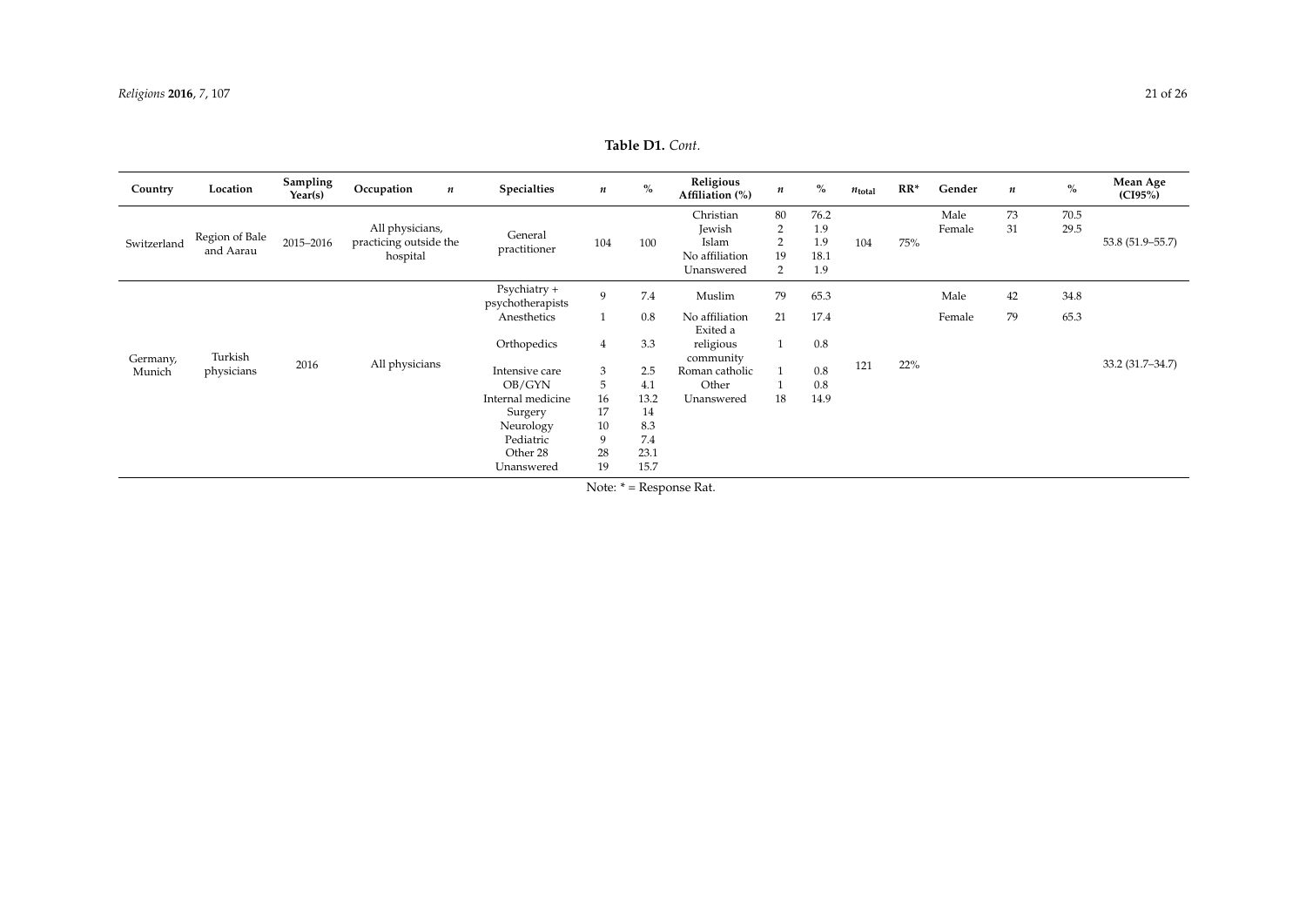**Table D1.** *Cont.*

| Country | Location | Sampling Year(s) | Occupation | $n$ | Specialties | $n$ | % | Religious Affiliation (%) | $n$ | % | $n_{total}$ | RR* | Gender | $n$ | % | Mean Age (CI95%) |
|---|---|---|---|---|---|---|---|---|---|---|---|---|---|---|---|---|
| Switzerland | Region of Bale and Aarau | 2015–2016 | All physicians, practicing outside the hospital | | General practitioner | 104 | 100 | Christian | 80 | 76.2 | 104 | 75% | Male | 73 | 70.5 | 53.8 (51.9–55.7) |
| | | | | | | | | Jewish | 2 | 1.9 | | | Female | 31 | 29.5 | |
| | | | | | | | | Islam | 2 | 1.9 | | | | | | |
| | | | | | | | | No affiliation | 19 | 18.1 | | | | | | |
| | | | | | | | | Unanswered | 2 | 1.9 | | | | | | |
| Germany, Munich | Turkish physicians | 2016 | All physicians | | Psychiatry + psychotherapists | 9 | 7.4 | Muslim | 79 | 65.3 | 121 | 22% | Male | 42 | 34.8 | 33.2 (31.7–34.7) |
| | | | | | Anesthetics | 1 | 0.8 | No affiliation | 21 | 17.4 | | | Female | 79 | 65.3 | |
| | | | | | Orthopedics | 4 | 3.3 | Exited a religious community | 1 | 0.8 | | | | | | |
| | | | | | Intensive care | 3 | 2.5 | Roman catholic | 1 | 0.8 | | | | | | |
| | | | | | OB/GYN | 5 | 4.1 | Other | 1 | 0.8 | | | | | | |
| | | | | | Internal medicine | 16 | 13.2 | Unanswered | 18 | 14.9 | | | | | | |
| | | | | | Surgery | 17 | 14 | | | | | | | | | |
| | | | | | Neurology | 10 | 8.3 | | | | | | | | | |
| | | | | | Pediatric | 9 | 7.4 | | | | | | | | | |
| | | | | | Other 28 | 28 | 23.1 | | | | | | | | | |
| | | | | | Unanswered | 19 | 15.7 | | | | | | | | | |

Note: * = Response Rat.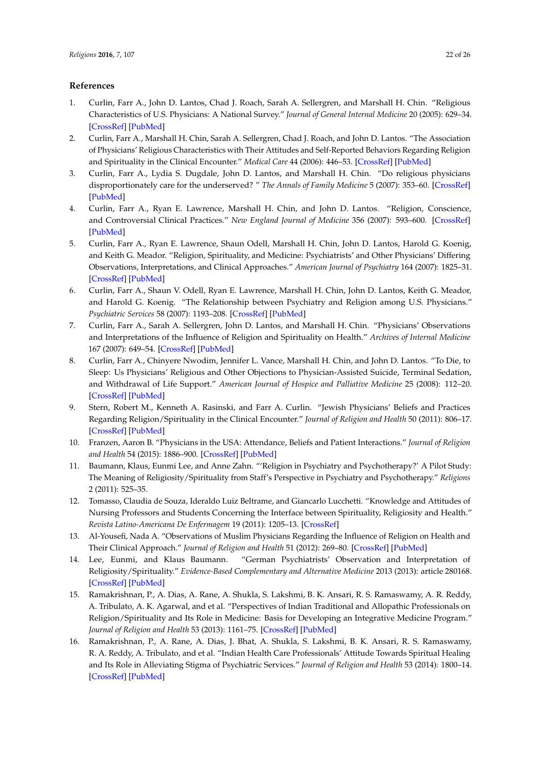## References

1. Curlin, Farr A., John D. Lantos, Chad J. Roach, Sarah A. Sellergren, and Marshall H. Chin. "Religious Characteristics of U.S. Physicians: A National Survey." *Journal of General Internal Medicine* 20 (2005): 629–34. [CrossRef] [PubMed]
2. Curlin, Farr A., Marshall H. Chin, Sarah A. Sellergren, Chad J. Roach, and John D. Lantos. "The Association of Physicians' Religious Characteristics with Their Attitudes and Self-Reported Behaviors Regarding Religion and Spirituality in the Clinical Encounter." *Medical Care* 44 (2006): 446–53. [CrossRef] [PubMed]
3. Curlin, Farr A., Lydia S. Dugdale, John D. Lantos, and Marshall H. Chin. "Do religious physicians disproportionately care for the underserved? " *The Annals of Family Medicine* 5 (2007): 353–60. [CrossRef] [PubMed]
4. Curlin, Farr A., Ryan E. Lawrence, Marshall H. Chin, and John D. Lantos. "Religion, Conscience, and Controversial Clinical Practices." *New England Journal of Medicine* 356 (2007): 593–600. [CrossRef] [PubMed]
5. Curlin, Farr A., Ryan E. Lawrence, Shaun Odell, Marshall H. Chin, John D. Lantos, Harold G. Koenig, and Keith G. Meador. "Religion, Spirituality, and Medicine: Psychiatrists' and Other Physicians' Differing Observations, Interpretations, and Clinical Approaches." *American Journal of Psychiatry* 164 (2007): 1825–31. [CrossRef] [PubMed]
6. Curlin, Farr A., Shaun V. Odell, Ryan E. Lawrence, Marshall H. Chin, John D. Lantos, Keith G. Meador, and Harold G. Koenig. "The Relationship between Psychiatry and Religion among U.S. Physicians." *Psychiatric Services* 58 (2007): 1193–208. [CrossRef] [PubMed]
7. Curlin, Farr A., Sarah A. Sellergren, John D. Lantos, and Marshall H. Chin. "Physicians' Observations and Interpretations of the Influence of Religion and Spirituality on Health." *Archives of Internal Medicine* 167 (2007): 649–54. [CrossRef] [PubMed]
8. Curlin, Farr A., Chinyere Nwodim, Jennifer L. Vance, Marshall H. Chin, and John D. Lantos. "To Die, to Sleep: Us Physicians' Religious and Other Objections to Physician-Assisted Suicide, Terminal Sedation, and Withdrawal of Life Support." *American Journal of Hospice and Palliative Medicine* 25 (2008): 112–20. [CrossRef] [PubMed]
9. Stern, Robert M., Kenneth A. Rasinski, and Farr A. Curlin. "Jewish Physicians' Beliefs and Practices Regarding Religion/Spirituality in the Clinical Encounter." *Journal of Religion and Health* 50 (2011): 806–17. [CrossRef] [PubMed]
10. Franzen, Aaron B. "Physicians in the USA: Attendance, Beliefs and Patient Interactions." *Journal of Religion and Health* 54 (2015): 1886–900. [CrossRef] [PubMed]
11. Baumann, Klaus, Eunmi Lee, and Anne Zahn. "'Religion in Psychiatry and Psychotherapy?' A Pilot Study: The Meaning of Religiosity/Spirituality from Staff's Perspective in Psychiatry and Psychotherapy." *Religions* 2 (2011): 525–35.
12. Tomasso, Claudia de Souza, Ideraldo Luiz Beltrame, and Giancarlo Lucchetti. "Knowledge and Attitudes of Nursing Professors and Students Concerning the Interface between Spirituality, Religiosity and Health." *Revista Latino-Americana De Enfermagem* 19 (2011): 1205–13. [CrossRef]
13. Al-Yousefi, Nada A. "Observations of Muslim Physicians Regarding the Influence of Religion on Health and Their Clinical Approach." *Journal of Religion and Health* 51 (2012): 269–80. [CrossRef] [PubMed]
14. Lee, Eunmi, and Klaus Baumann. "German Psychiatrists' Observation and Interpretation of Religiosity/Spirituality." *Evidence-Based Complementary and Alternative Medicine* 2013 (2013): article 280168. [CrossRef] [PubMed]
15. Ramakrishnan, P., A. Dias, A. Rane, A. Shukla, S. Lakshmi, B. K. Ansari, R. S. Ramaswamy, A. R. Reddy, A. Tribulato, A. K. Agarwal, and et al. "Perspectives of Indian Traditional and Allopathic Professionals on Religion/Spirituality and Its Role in Medicine: Basis for Developing an Integrative Medicine Program." *Journal of Religion and Health* 53 (2013): 1161–75. [CrossRef] [PubMed]
16. Ramakrishnan, P., A. Rane, A. Dias, J. Bhat, A. Shukla, S. Lakshmi, B. K. Ansari, R. S. Ramaswamy, R. A. Reddy, A. Tribulato, and et al. "Indian Health Care Professionals' Attitude Towards Spiritual Healing and Its Role in Alleviating Stigma of Psychiatric Services." *Journal of Religion and Health* 53 (2014): 1800–14. [CrossRef] [PubMed]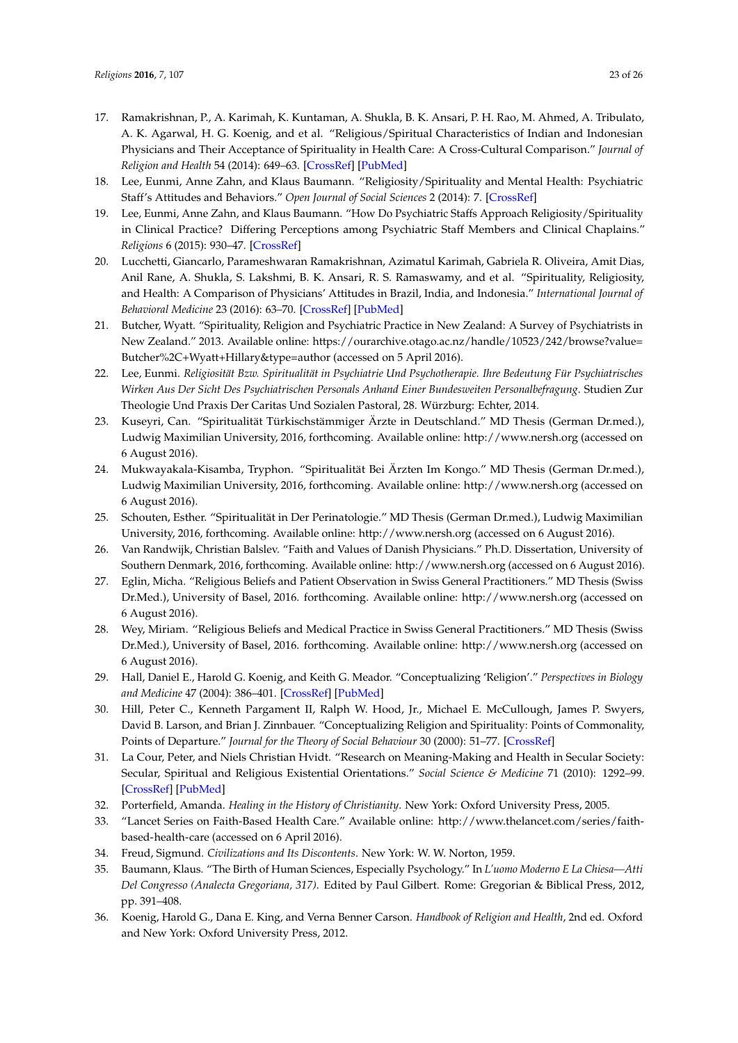17. Ramakrishnan, P., A. Karimah, K. Kuntaman, A. Shukla, B. K. Ansari, P. H. Rao, M. Ahmed, A. Tribulato, A. K. Agarwal, H. G. Koenig, and et al. "Religious/Spiritual Characteristics of Indian and Indonesian Physicians and Their Acceptance of Spirituality in Health Care: A Cross-Cultural Comparison." *Journal of Religion and Health* 54 (2014): 649–63. [CrossRef] [PubMed]
18. Lee, Eunmi, Anne Zahn, and Klaus Baumann. "Religiosity/Spirituality and Mental Health: Psychiatric Staff's Attitudes and Behaviors." *Open Journal of Social Sciences* 2 (2014): 7. [CrossRef]
19. Lee, Eunmi, Anne Zahn, and Klaus Baumann. "How Do Psychiatric Staffs Approach Religiosity/Spirituality in Clinical Practice? Differing Perceptions among Psychiatric Staff Members and Clinical Chaplains." *Religions* 6 (2015): 930–47. [CrossRef]
20. Lucchetti, Giancarlo, Parameshwaran Ramakrishnan, Azimatul Karimah, Gabriela R. Oliveira, Amit Dias, Anil Rane, A. Shukla, S. Lakshmi, B. K. Ansari, R. S. Ramaswamy, and et al. "Spirituality, Religiosity, and Health: A Comparison of Physicians' Attitudes in Brazil, India, and Indonesia." *International Journal of Behavioral Medicine* 23 (2016): 63–70. [CrossRef] [PubMed]
21. Butcher, Wyatt. "Spirituality, Religion and Psychiatric Practice in New Zealand: A Survey of Psychiatrists in New Zealand." 2013. Available online: https://ourarchive.otago.ac.nz/handle/10523/242/browse?value=Butcher%2C+Wyatt+Hillary&type=author (accessed on 5 April 2016).
22. Lee, Eunmi. *Religiosität Bzw. Spiritualität in Psychiatrie Und Psychotherapie. Ihre Bedeutung Für Psychiatrisches Wirken Aus Der Sicht Des Psychiatrischen Personals Anhand Einer Bundesweiten Personalbefragung*. Studien Zur Theologie Und Praxis Der Caritas Und Sozialen Pastoral, 28. Würzburg: Echter, 2014.
23. Kuseyri, Can. "Spiritualität Türkischstämmiger Ärzte in Deutschland." MD Thesis (German Dr.med.), Ludwig Maximilian University, 2016, forthcoming. Available online: http://www.nersh.org (accessed on 6 August 2016).
24. Mukwayakala-Kisamba, Tryphon. "Spiritualität Bei Ärzten Im Kongo." MD Thesis (German Dr.med.), Ludwig Maximilian University, 2016, forthcoming. Available online: http://www.nersh.org (accessed on 6 August 2016).
25. Schouten, Esther. "Spiritualität in Der Perinatologie." MD Thesis (German Dr.med.), Ludwig Maximilian University, 2016, forthcoming. Available online: http://www.nersh.org (accessed on 6 August 2016).
26. Van Randwijk, Christian Balslev. "Faith and Values of Danish Physicians." Ph.D. Dissertation, University of Southern Denmark, 2016, forthcoming. Available online: http://www.nersh.org (accessed on 6 August 2016).
27. Eglin, Micha. "Religious Beliefs and Patient Observation in Swiss General Practitioners." MD Thesis (Swiss Dr.Med.), University of Basel, 2016. forthcoming. Available online: http://www.nersh.org (accessed on 6 August 2016).
28. Wey, Miriam. "Religious Beliefs and Medical Practice in Swiss General Practitioners." MD Thesis (Swiss Dr.Med.), University of Basel, 2016. forthcoming. Available online: http://www.nersh.org (accessed on 6 August 2016).
29. Hall, Daniel E., Harold G. Koenig, and Keith G. Meador. "Conceptualizing 'Religion'." *Perspectives in Biology and Medicine* 47 (2004): 386–401. [CrossRef] [PubMed]
30. Hill, Peter C., Kenneth Pargament II, Ralph W. Hood, Jr., Michael E. McCullough, James P. Swyers, David B. Larson, and Brian J. Zinnbauer. "Conceptualizing Religion and Spirituality: Points of Commonality, Points of Departure." *Journal for the Theory of Social Behaviour* 30 (2000): 51–77. [CrossRef]
31. La Cour, Peter, and Niels Christian Hvidt. "Research on Meaning-Making and Health in Secular Society: Secular, Spiritual and Religious Existential Orientations." *Social Science & Medicine* 71 (2010): 1292–99. [CrossRef] [PubMed]
32. Porterfield, Amanda. *Healing in the History of Christianity*. New York: Oxford University Press, 2005.
33. "Lancet Series on Faith-Based Health Care." Available online: http://www.thelancet.com/series/faith-based-health-care (accessed on 6 April 2016).
34. Freud, Sigmund. *Civilizations and Its Discontents*. New York: W. W. Norton, 1959.
35. Baumann, Klaus. "The Birth of Human Sciences, Especially Psychology." In *L'uomo Moderno E La Chiesa—Atti Del Congresso (Analecta Gregoriana, 317)*. Edited by Paul Gilbert. Rome: Gregorian & Biblical Press, 2012, pp. 391–408.
36. Koenig, Harold G., Dana E. King, and Verna Benner Carson. *Handbook of Religion and Health*, 2nd ed. Oxford and New York: Oxford University Press, 2012.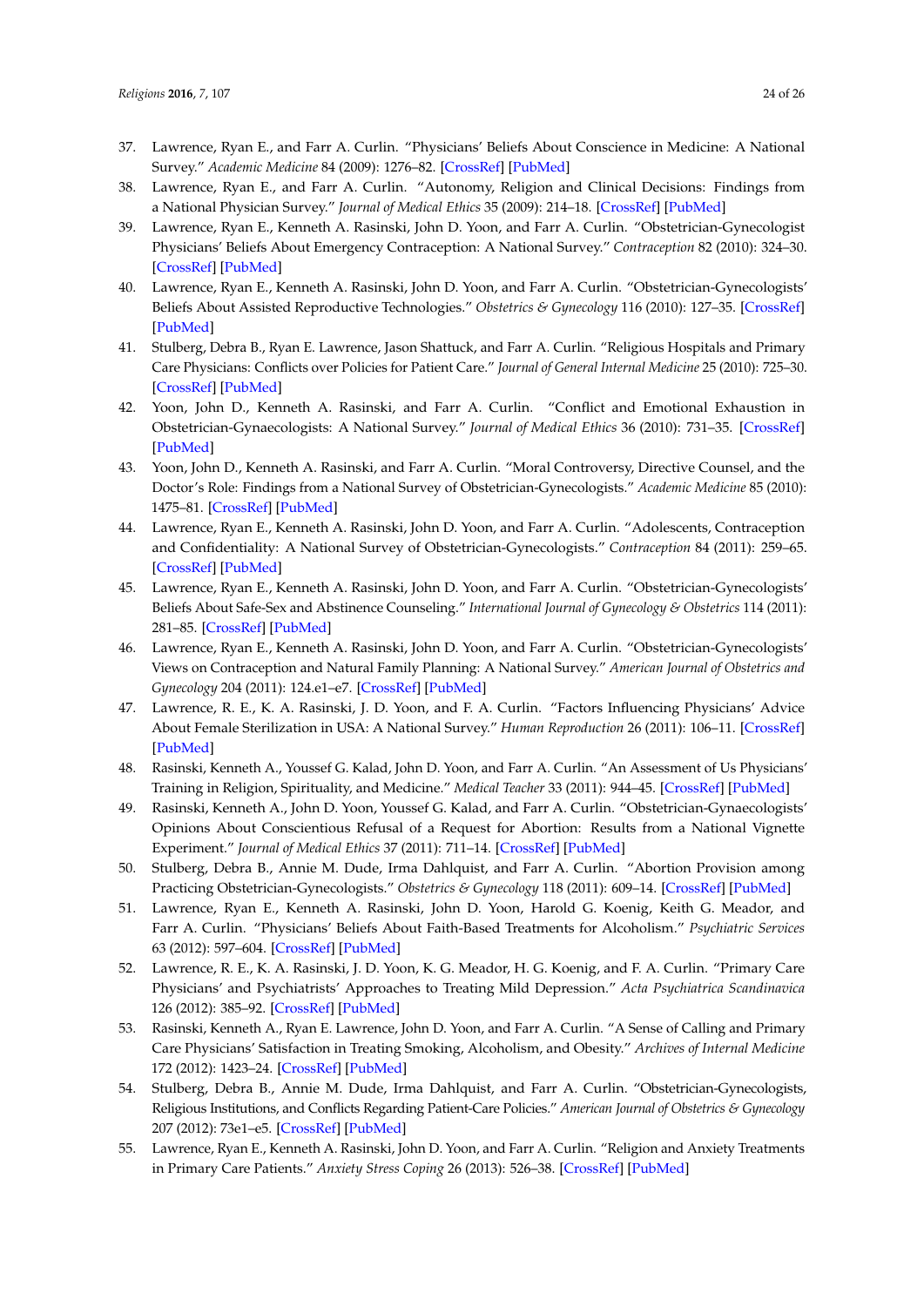37. Lawrence, Ryan E., and Farr A. Curlin. "Physicians' Beliefs About Conscience in Medicine: A National Survey." *Academic Medicine* 84 (2009): 1276–82. [CrossRef] [PubMed]
38. Lawrence, Ryan E., and Farr A. Curlin. "Autonomy, Religion and Clinical Decisions: Findings from a National Physician Survey." *Journal of Medical Ethics* 35 (2009): 214–18. [CrossRef] [PubMed]
39. Lawrence, Ryan E., Kenneth A. Rasinski, John D. Yoon, and Farr A. Curlin. "Obstetrician-Gynecologist Physicians' Beliefs About Emergency Contraception: A National Survey." *Contraception* 82 (2010): 324–30. [CrossRef] [PubMed]
40. Lawrence, Ryan E., Kenneth A. Rasinski, John D. Yoon, and Farr A. Curlin. "Obstetrician-Gynecologists' Beliefs About Assisted Reproductive Technologies." *Obstetrics & Gynecology* 116 (2010): 127–35. [CrossRef] [PubMed]
41. Stulberg, Debra B., Ryan E. Lawrence, Jason Shattuck, and Farr A. Curlin. "Religious Hospitals and Primary Care Physicians: Conflicts over Policies for Patient Care." *Journal of General Internal Medicine* 25 (2010): 725–30. [CrossRef] [PubMed]
42. Yoon, John D., Kenneth A. Rasinski, and Farr A. Curlin. "Conflict and Emotional Exhaustion in Obstetrician-Gynaecologists: A National Survey." *Journal of Medical Ethics* 36 (2010): 731–35. [CrossRef] [PubMed]
43. Yoon, John D., Kenneth A. Rasinski, and Farr A. Curlin. "Moral Controversy, Directive Counsel, and the Doctor's Role: Findings from a National Survey of Obstetrician-Gynecologists." *Academic Medicine* 85 (2010): 1475–81. [CrossRef] [PubMed]
44. Lawrence, Ryan E., Kenneth A. Rasinski, John D. Yoon, and Farr A. Curlin. "Adolescents, Contraception and Confidentiality: A National Survey of Obstetrician-Gynecologists." *Contraception* 84 (2011): 259–65. [CrossRef] [PubMed]
45. Lawrence, Ryan E., Kenneth A. Rasinski, John D. Yoon, and Farr A. Curlin. "Obstetrician-Gynecologists' Beliefs About Safe-Sex and Abstinence Counseling." *International Journal of Gynecology & Obstetrics* 114 (2011): 281–85. [CrossRef] [PubMed]
46. Lawrence, Ryan E., Kenneth A. Rasinski, John D. Yoon, and Farr A. Curlin. "Obstetrician-Gynecologists' Views on Contraception and Natural Family Planning: A National Survey." *American Journal of Obstetrics and Gynecology* 204 (2011): 124.e1–e7. [CrossRef] [PubMed]
47. Lawrence, R. E., K. A. Rasinski, J. D. Yoon, and F. A. Curlin. "Factors Influencing Physicians' Advice About Female Sterilization in USA: A National Survey." *Human Reproduction* 26 (2011): 106–11. [CrossRef] [PubMed]
48. Rasinski, Kenneth A., Youssef G. Kalad, John D. Yoon, and Farr A. Curlin. "An Assessment of Us Physicians' Training in Religion, Spirituality, and Medicine." *Medical Teacher* 33 (2011): 944–45. [CrossRef] [PubMed]
49. Rasinski, Kenneth A., John D. Yoon, Youssef G. Kalad, and Farr A. Curlin. "Obstetrician-Gynaecologists' Opinions About Conscientious Refusal of a Request for Abortion: Results from a National Vignette Experiment." *Journal of Medical Ethics* 37 (2011): 711–14. [CrossRef] [PubMed]
50. Stulberg, Debra B., Annie M. Dude, Irma Dahlquist, and Farr A. Curlin. "Abortion Provision among Practicing Obstetrician-Gynecologists." *Obstetrics & Gynecology* 118 (2011): 609–14. [CrossRef] [PubMed]
51. Lawrence, Ryan E., Kenneth A. Rasinski, John D. Yoon, Harold G. Koenig, Keith G. Meador, and Farr A. Curlin. "Physicians' Beliefs About Faith-Based Treatments for Alcoholism." *Psychiatric Services* 63 (2012): 597–604. [CrossRef] [PubMed]
52. Lawrence, R. E., K. A. Rasinski, J. D. Yoon, K. G. Meador, H. G. Koenig, and F. A. Curlin. "Primary Care Physicians' and Psychiatrists' Approaches to Treating Mild Depression." *Acta Psychiatrica Scandinavica* 126 (2012): 385–92. [CrossRef] [PubMed]
53. Rasinski, Kenneth A., Ryan E. Lawrence, John D. Yoon, and Farr A. Curlin. "A Sense of Calling and Primary Care Physicians' Satisfaction in Treating Smoking, Alcoholism, and Obesity." *Archives of Internal Medicine* 172 (2012): 1423–24. [CrossRef] [PubMed]
54. Stulberg, Debra B., Annie M. Dude, Irma Dahlquist, and Farr A. Curlin. "Obstetrician-Gynecologists, Religious Institutions, and Conflicts Regarding Patient-Care Policies." *American Journal of Obstetrics & Gynecology* 207 (2012): 73e1–e5. [CrossRef] [PubMed]
55. Lawrence, Ryan E., Kenneth A. Rasinski, John D. Yoon, and Farr A. Curlin. "Religion and Anxiety Treatments in Primary Care Patients." *Anxiety Stress Coping* 26 (2013): 526–38. [CrossRef] [PubMed]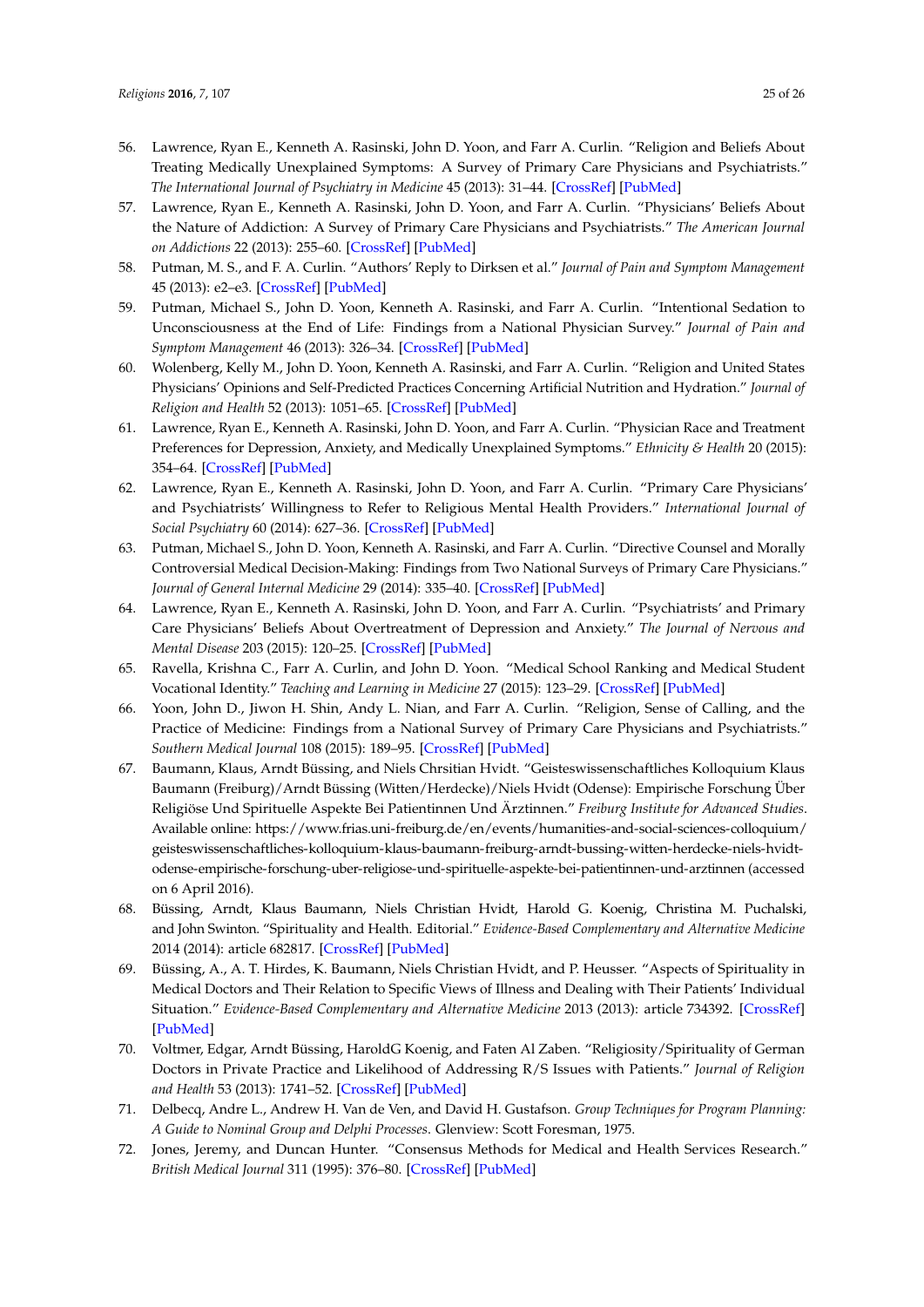56. Lawrence, Ryan E., Kenneth A. Rasinski, John D. Yoon, and Farr A. Curlin. "Religion and Beliefs About Treating Medically Unexplained Symptoms: A Survey of Primary Care Physicians and Psychiatrists." *The International Journal of Psychiatry in Medicine* 45 (2013): 31–44. [CrossRef] [PubMed]
57. Lawrence, Ryan E., Kenneth A. Rasinski, John D. Yoon, and Farr A. Curlin. "Physicians' Beliefs About the Nature of Addiction: A Survey of Primary Care Physicians and Psychiatrists." *The American Journal on Addictions* 22 (2013): 255–60. [CrossRef] [PubMed]
58. Putman, M. S., and F. A. Curlin. "Authors' Reply to Dirksen et al." *Journal of Pain and Symptom Management* 45 (2013): e2–e3. [CrossRef] [PubMed]
59. Putman, Michael S., John D. Yoon, Kenneth A. Rasinski, and Farr A. Curlin. "Intentional Sedation to Unconsciousness at the End of Life: Findings from a National Physician Survey." *Journal of Pain and Symptom Management* 46 (2013): 326–34. [CrossRef] [PubMed]
60. Wolenberg, Kelly M., John D. Yoon, Kenneth A. Rasinski, and Farr A. Curlin. "Religion and United States Physicians' Opinions and Self-Predicted Practices Concerning Artificial Nutrition and Hydration." *Journal of Religion and Health* 52 (2013): 1051–65. [CrossRef] [PubMed]
61. Lawrence, Ryan E., Kenneth A. Rasinski, John D. Yoon, and Farr A. Curlin. "Physician Race and Treatment Preferences for Depression, Anxiety, and Medically Unexplained Symptoms." *Ethnicity & Health* 20 (2015): 354–64. [CrossRef] [PubMed]
62. Lawrence, Ryan E., Kenneth A. Rasinski, John D. Yoon, and Farr A. Curlin. "Primary Care Physicians' and Psychiatrists' Willingness to Refer to Religious Mental Health Providers." *International Journal of Social Psychiatry* 60 (2014): 627–36. [CrossRef] [PubMed]
63. Putman, Michael S., John D. Yoon, Kenneth A. Rasinski, and Farr A. Curlin. "Directive Counsel and Morally Controversial Medical Decision-Making: Findings from Two National Surveys of Primary Care Physicians." *Journal of General Internal Medicine* 29 (2014): 335–40. [CrossRef] [PubMed]
64. Lawrence, Ryan E., Kenneth A. Rasinski, John D. Yoon, and Farr A. Curlin. "Psychiatrists' and Primary Care Physicians' Beliefs About Overtreatment of Depression and Anxiety." *The Journal of Nervous and Mental Disease* 203 (2015): 120–25. [CrossRef] [PubMed]
65. Ravella, Krishna C., Farr A. Curlin, and John D. Yoon. "Medical School Ranking and Medical Student Vocational Identity." *Teaching and Learning in Medicine* 27 (2015): 123–29. [CrossRef] [PubMed]
66. Yoon, John D., Jiwon H. Shin, Andy L. Nian, and Farr A. Curlin. "Religion, Sense of Calling, and the Practice of Medicine: Findings from a National Survey of Primary Care Physicians and Psychiatrists." *Southern Medical Journal* 108 (2015): 189–95. [CrossRef] [PubMed]
67. Baumann, Klaus, Arndt Büssing, and Niels Chrsitian Hvidt. "Geisteswissenschaftliches Kolloquium Klaus Baumann (Freiburg)/Arndt Büssing (Witten/Herdecke)/Niels Hvidt (Odense): Empirische Forschung Über Religiöse Und Spirituelle Aspekte Bei Patientinnen Und Ärztinnen." *Freiburg Institute for Advanced Studies*. Available online: https://www.frias.uni-freiburg.de/en/events/humanities-and-social-sciences-colloquium/geisteswissenschaftliches-kolloquium-klaus-baumann-freiburg-arndt-bussing-witten-herdecke-niels-hvidt-odense-empirische-forschung-uber-religiose-und-spirituelle-aspekte-bei-patientinnen-und-arztinnen (accessed on 6 April 2016).
68. Büssing, Arndt, Klaus Baumann, Niels Christian Hvidt, Harold G. Koenig, Christina M. Puchalski, and John Swinton. "Spirituality and Health. Editorial." *Evidence-Based Complementary and Alternative Medicine* 2014 (2014): article 682817. [CrossRef] [PubMed]
69. Büssing, A., A. T. Hirdes, K. Baumann, Niels Christian Hvidt, and P. Heusser. "Aspects of Spirituality in Medical Doctors and Their Relation to Specific Views of Illness and Dealing with Their Patients' Individual Situation." *Evidence-Based Complementary and Alternative Medicine* 2013 (2013): article 734392. [CrossRef] [PubMed]
70. Voltmer, Edgar, Arndt Büssing, HaroldG Koenig, and Faten Al Zaben. "Religiosity/Spirituality of German Doctors in Private Practice and Likelihood of Addressing R/S Issues with Patients." *Journal of Religion and Health* 53 (2013): 1741–52. [CrossRef] [PubMed]
71. Delbecq, Andre L., Andrew H. Van de Ven, and David H. Gustafson. *Group Techniques for Program Planning: A Guide to Nominal Group and Delphi Processes*. Glenview: Scott Foresman, 1975.
72. Jones, Jeremy, and Duncan Hunter. "Consensus Methods for Medical and Health Services Research." *British Medical Journal* 311 (1995): 376–80. [CrossRef] [PubMed]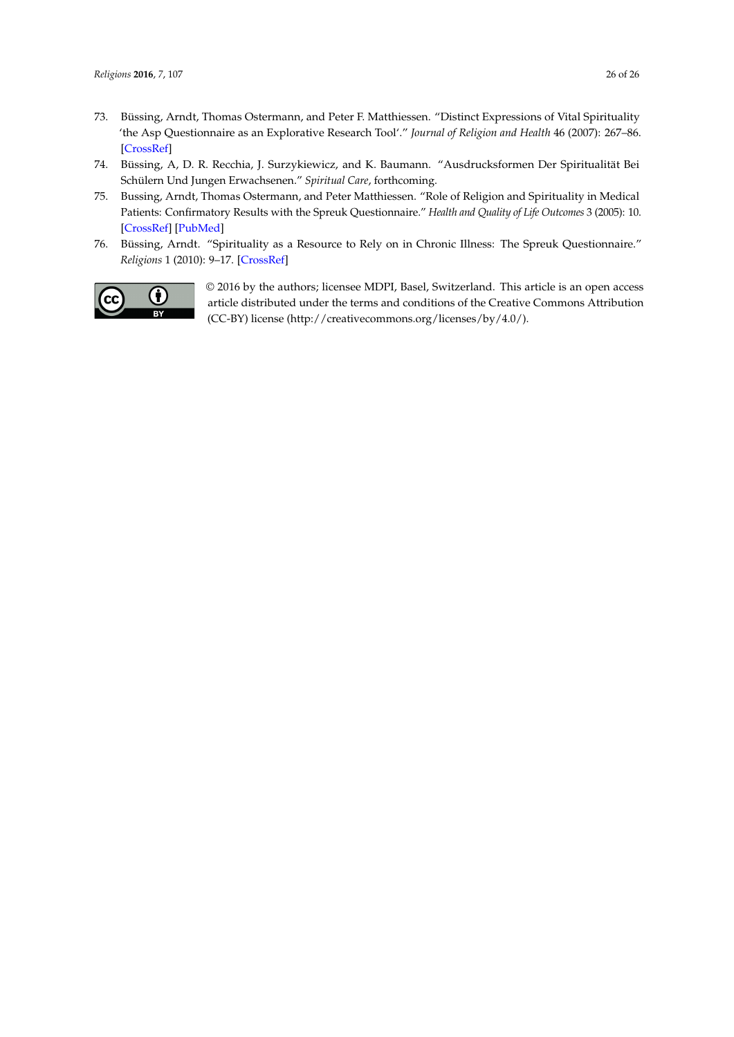73. Büssing, Arndt, Thomas Ostermann, and Peter F. Matthiessen. "Distinct Expressions of Vital Spirituality 'the Asp Questionnaire as an Explorative Research Tool'." *Journal of Religion and Health* 46 (2007): 267–86. [CrossRef]
74. Büssing, A, D. R. Recchia, J. Surzykiewicz, and K. Baumann. "Ausdrucksformen Der Spiritualität Bei Schülern Und Jungen Erwachsenen." *Spiritual Care*, forthcoming.
75. Bussing, Arndt, Thomas Ostermann, and Peter Matthiessen. "Role of Religion and Spirituality in Medical Patients: Confirmatory Results with the Spreuk Questionnaire." *Health and Quality of Life Outcomes* 3 (2005): 10. [CrossRef] [PubMed]
76. Büssing, Arndt. "Spirituality as a Resource to Rely on in Chronic Illness: The Spreuk Questionnaire." *Religions* 1 (2010): 9–17. [CrossRef]

© 2016 by the authors; licensee MDPI, Basel, Switzerland. This article is an open access article distributed under the terms and conditions of the Creative Commons Attribution (CC-BY) license (http://creativecommons.org/licenses/by/4.0/).